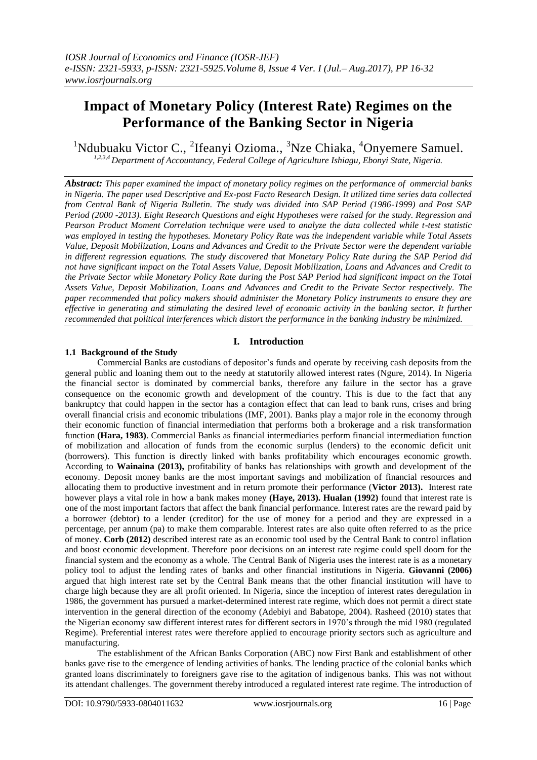# Impact of Monetary Policy (Interest Rate) Regimes on the Performance of the Banking Sector in Nigeria

[1]Ndubuaku Victor C., [2]Ifeanyi Ozioma., [3]Nze Chiaka, [4]Onyemere Samuel.

*[1,2,3,4] Department of Accountancy, Federal College of Agriculture Ishiagu, Ebonyi State, Nigeria.*

***Abstract:*** *This paper examined the impact of monetary policy regimes on the performance of ommercial banks in Nigeria. The paper used Descriptive and Ex-post Facto Research Design. It utilized time series data collected from Central Bank of Nigeria Bulletin. The study was divided into SAP Period (1986-1999) and Post SAP Period (2000 -2013). Eight Research Questions and eight Hypotheses were raised for the study. Regression and Pearson Product Moment Correlation technique were used to analyze the data collected while t-test statistic was employed in testing the hypotheses. Monetary Policy Rate was the independent variable while Total Assets Value, Deposit Mobilization, Loans and Advances and Credit to the Private Sector were the dependent variable in different regression equations. The study discovered that Monetary Policy Rate during the SAP Period did not have significant impact on the Total Assets Value, Deposit Mobilization, Loans and Advances and Credit to the Private Sector while Monetary Policy Rate during the Post SAP Period had significant impact on the Total Assets Value, Deposit Mobilization, Loans and Advances and Credit to the Private Sector respectively. The paper recommended that policy makers should administer the Monetary Policy instruments to ensure they are effective in generating and stimulating the desired level of economic activity in the banking sector. It further recommended that political interferences which distort the performance in the banking industry be minimized.*

## I. Introduction

### 1.1 Background of the Study

Commercial Banks are custodians of depositor's funds and operate by receiving cash deposits from the general public and loaning them out to the needy at statutorily allowed interest rates (Ngure, 2014). In Nigeria the financial sector is dominated by commercial banks, therefore any failure in the sector has a grave consequence on the economic growth and development of the country. This is due to the fact that any bankruptcy that could happen in the sector has a contagion effect that can lead to bank runs, crises and bring overall financial crisis and economic tribulations (IMF, 2001). Banks play a major role in the economy through their economic function of financial intermediation that performs both a brokerage and a risk transformation function **(Hara, 1983)**. Commercial Banks as financial intermediaries perform financial intermediation function of mobilization and allocation of funds from the economic surplus (lenders) to the economic deficit unit (borrowers). This function is directly linked with banks profitability which encourages economic growth. According to **Wainaina (2013),** profitability of banks has relationships with growth and development of the economy. Deposit money banks are the most important savings and mobilization of financial resources and allocating them to productive investment and in return promote their performance (**Victor 2013).** Interest rate however plays a vital role in how a bank makes money **(Haye, 2013). Hualan (1992)** found that interest rate is one of the most important factors that affect the bank financial performance. Interest rates are the reward paid by a borrower (debtor) to a lender (creditor) for the use of money for a period and they are expressed in a percentage, per annum (pa) to make them comparable. Interest rates are also quite often referred to as the price of money. **Corb (2012)** described interest rate as an economic tool used by the Central Bank to control inflation and boost economic development. Therefore poor decisions on an interest rate regime could spell doom for the financial system and the economy as a whole. The Central Bank of Nigeria uses the interest rate is as a monetary policy tool to adjust the lending rates of banks and other financial institutions in Nigeria. **Giovanni (2006)** argued that high interest rate set by the Central Bank means that the other financial institution will have to charge high because they are all profit oriented. In Nigeria, since the inception of interest rates deregulation in 1986, the government has pursued a market-determined interest rate regime, which does not permit a direct state intervention in the general direction of the economy (Adebiyi and Babatope, 2004). Rasheed (2010) states that the Nigerian economy saw different interest rates for different sectors in 1970's through the mid 1980 (regulated Regime). Preferential interest rates were therefore applied to encourage priority sectors such as agriculture and manufacturing.

The establishment of the African Banks Corporation (ABC) now First Bank and establishment of other banks gave rise to the emergence of lending activities of banks. The lending practice of the colonial banks which granted loans discriminately to foreigners gave rise to the agitation of indigenous banks. This was not without its attendant challenges. The government thereby introduced a regulated interest rate regime. The introduction of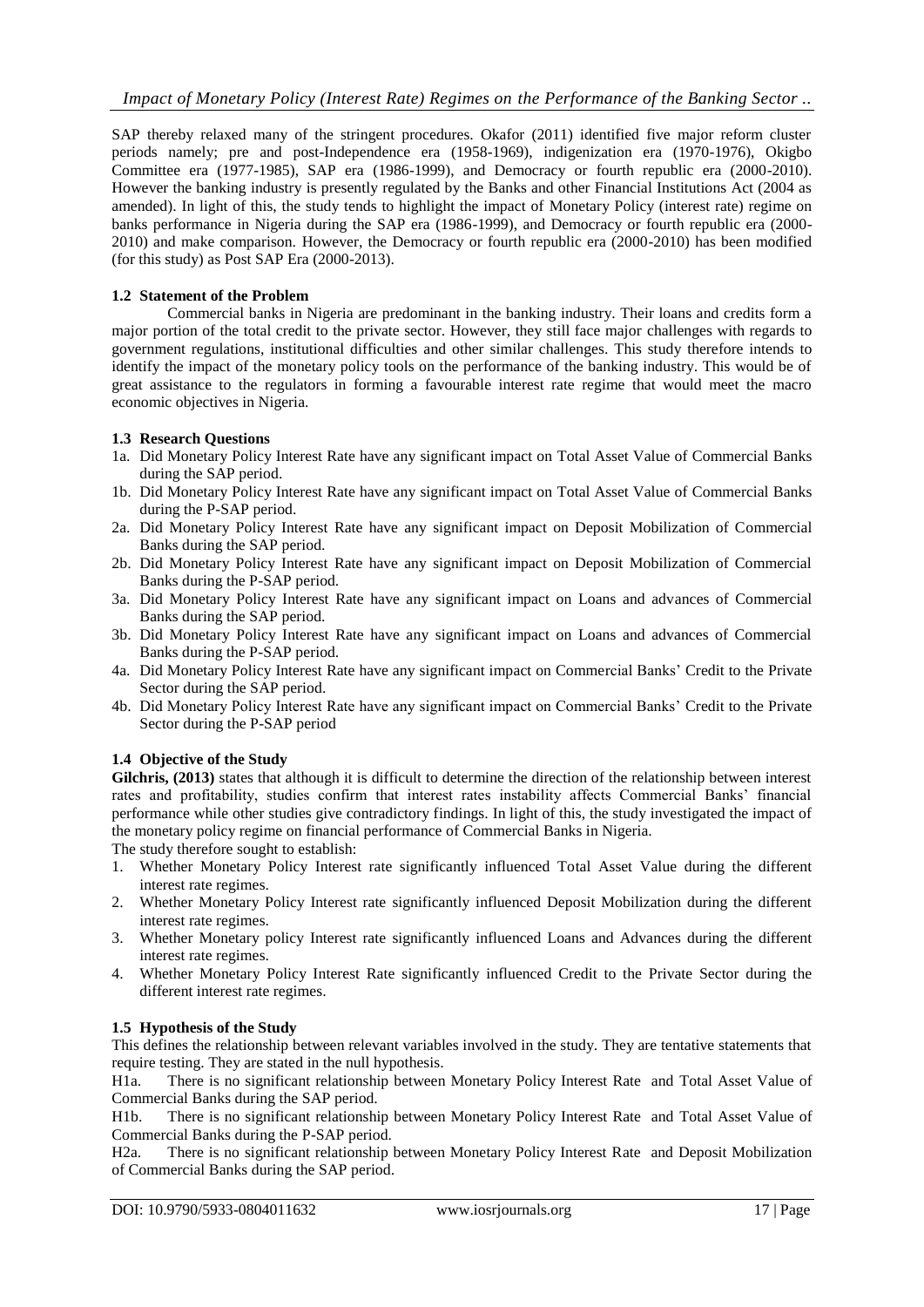SAP thereby relaxed many of the stringent procedures. Okafor (2011) identified five major reform cluster periods namely; pre and post-Independence era (1958-1969), indigenization era (1970-1976), Okigbo Committee era (1977-1985), SAP era (1986-1999), and Democracy or fourth republic era (2000-2010). However the banking industry is presently regulated by the Banks and other Financial Institutions Act (2004 as amended). In light of this, the study tends to highlight the impact of Monetary Policy (interest rate) regime on banks performance in Nigeria during the SAP era (1986-1999), and Democracy or fourth republic era (2000-2010) and make comparison. However, the Democracy or fourth republic era (2000-2010) has been modified (for this study) as Post SAP Era (2000-2013).

### 1.2 Statement of the Problem

Commercial banks in Nigeria are predominant in the banking industry. Their loans and credits form a major portion of the total credit to the private sector. However, they still face major challenges with regards to government regulations, institutional difficulties and other similar challenges. This study therefore intends to identify the impact of the monetary policy tools on the performance of the banking industry. This would be of great assistance to the regulators in forming a favourable interest rate regime that would meet the macro economic objectives in Nigeria.

### 1.3 Research Questions

1a. Did Monetary Policy Interest Rate have any significant impact on Total Asset Value of Commercial Banks during the SAP period.

1b. Did Monetary Policy Interest Rate have any significant impact on Total Asset Value of Commercial Banks during the P-SAP period.

2a. Did Monetary Policy Interest Rate have any significant impact on Deposit Mobilization of Commercial Banks during the SAP period.

2b. Did Monetary Policy Interest Rate have any significant impact on Deposit Mobilization of Commercial Banks during the P-SAP period.

3a. Did Monetary Policy Interest Rate have any significant impact on Loans and advances of Commercial Banks during the SAP period.

3b. Did Monetary Policy Interest Rate have any significant impact on Loans and advances of Commercial Banks during the P-SAP period.

4a. Did Monetary Policy Interest Rate have any significant impact on Commercial Banks' Credit to the Private Sector during the SAP period.

4b. Did Monetary Policy Interest Rate have any significant impact on Commercial Banks' Credit to the Private Sector during the P-SAP period

### 1.4 Objective of the Study

**Gilchris, (2013)** states that although it is difficult to determine the direction of the relationship between interest rates and profitability, studies confirm that interest rates instability affects Commercial Banks' financial performance while other studies give contradictory findings. In light of this, the study investigated the impact of the monetary policy regime on financial performance of Commercial Banks in Nigeria.

The study therefore sought to establish:

1. Whether Monetary Policy Interest rate significantly influenced Total Asset Value during the different interest rate regimes.
2. Whether Monetary Policy Interest rate significantly influenced Deposit Mobilization during the different interest rate regimes.
3. Whether Monetary policy Interest rate significantly influenced Loans and Advances during the different interest rate regimes.
4. Whether Monetary Policy Interest Rate significantly influenced Credit to the Private Sector during the different interest rate regimes.

### 1.5 Hypothesis of the Study

This defines the relationship between relevant variables involved in the study. They are tentative statements that require testing. They are stated in the null hypothesis.

H1a. There is no significant relationship between Monetary Policy Interest Rate and Total Asset Value of Commercial Banks during the SAP period.

H1b. There is no significant relationship between Monetary Policy Interest Rate and Total Asset Value of Commercial Banks during the P-SAP period.

H2a. There is no significant relationship between Monetary Policy Interest Rate and Deposit Mobilization of Commercial Banks during the SAP period.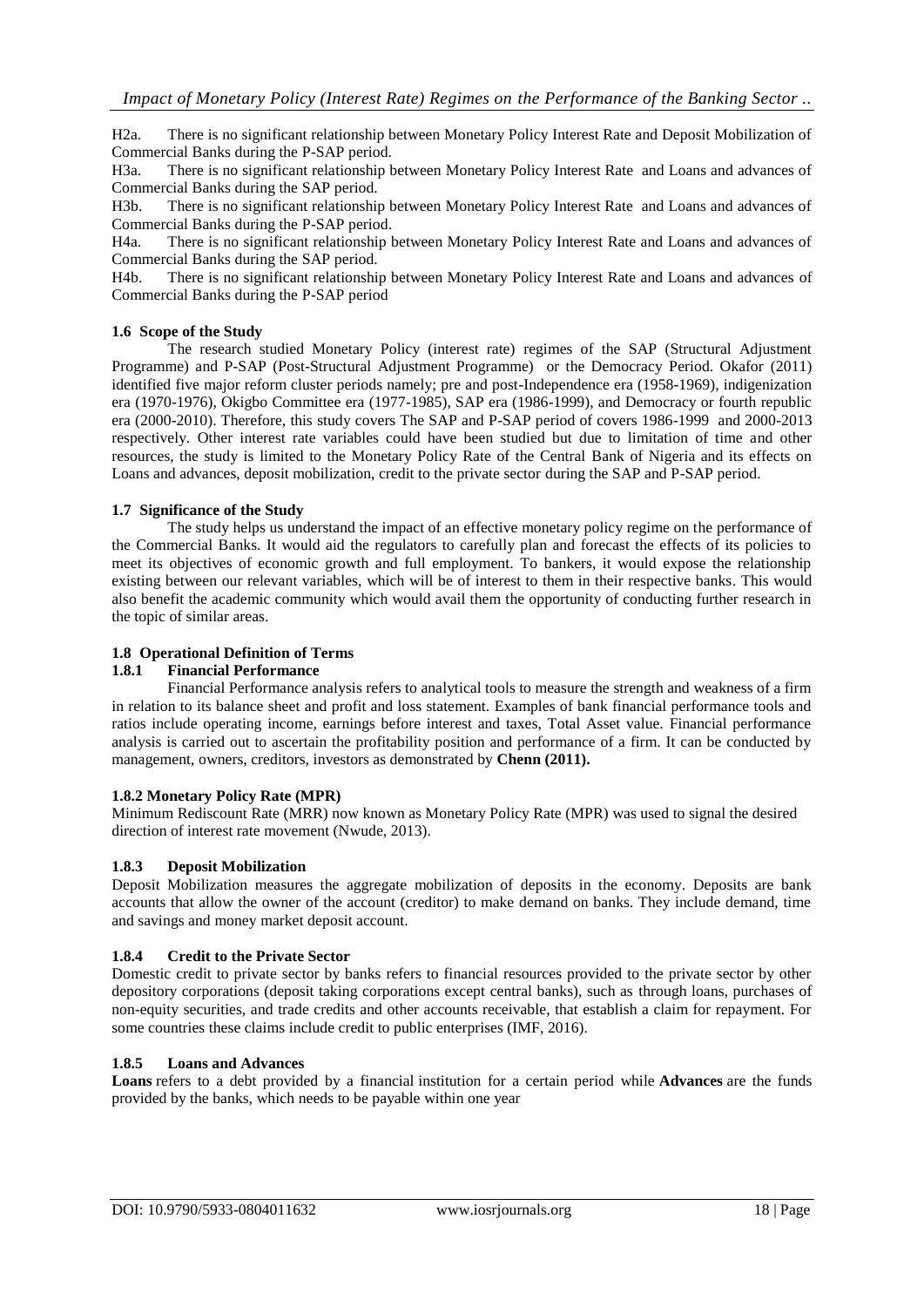H2a. There is no significant relationship between Monetary Policy Interest Rate and Deposit Mobilization of Commercial Banks during the P-SAP period.

H3a. There is no significant relationship between Monetary Policy Interest Rate and Loans and advances of Commercial Banks during the SAP period.

H3b. There is no significant relationship between Monetary Policy Interest Rate and Loans and advances of Commercial Banks during the P-SAP period.

H4a. There is no significant relationship between Monetary Policy Interest Rate and Loans and advances of Commercial Banks during the SAP period.

H4b. There is no significant relationship between Monetary Policy Interest Rate and Loans and advances of Commercial Banks during the P-SAP period

### 1.6 Scope of the Study

The research studied Monetary Policy (interest rate) regimes of the SAP (Structural Adjustment Programme) and P-SAP (Post-Structural Adjustment Programme) or the Democracy Period. Okafor (2011) identified five major reform cluster periods namely; pre and post-Independence era (1958-1969), indigenization era (1970-1976), Okigbo Committee era (1977-1985), SAP era (1986-1999), and Democracy or fourth republic era (2000-2010). Therefore, this study covers The SAP and P-SAP period of covers 1986-1999 and 2000-2013 respectively. Other interest rate variables could have been studied but due to limitation of time and other resources, the study is limited to the Monetary Policy Rate of the Central Bank of Nigeria and its effects on Loans and advances, deposit mobilization, credit to the private sector during the SAP and P-SAP period.

### 1.7 Significance of the Study

The study helps us understand the impact of an effective monetary policy regime on the performance of the Commercial Banks. It would aid the regulators to carefully plan and forecast the effects of its policies to meet its objectives of economic growth and full employment. To bankers, it would expose the relationship existing between our relevant variables, which will be of interest to them in their respective banks. This would also benefit the academic community which would avail them the opportunity of conducting further research in the topic of similar areas.

### 1.8 Operational Definition of Terms

#### 1.8.1 Financial Performance

Financial Performance analysis refers to analytical tools to measure the strength and weakness of a firm in relation to its balance sheet and profit and loss statement. Examples of bank financial performance tools and ratios include operating income, earnings before interest and taxes, Total Asset value. Financial performance analysis is carried out to ascertain the profitability position and performance of a firm. It can be conducted by management, owners, creditors, investors as demonstrated by **Chenn (2011).**

#### 1.8.2 Monetary Policy Rate (MPR)

Minimum Rediscount Rate (MRR) now known as Monetary Policy Rate (MPR) was used to signal the desired direction of interest rate movement (Nwude, 2013).

#### 1.8.3 Deposit Mobilization

Deposit Mobilization measures the aggregate mobilization of deposits in the economy. Deposits are bank accounts that allow the owner of the account (creditor) to make demand on banks. They include demand, time and savings and money market deposit account.

#### 1.8.4 Credit to the Private Sector

Domestic credit to private sector by banks refers to financial resources provided to the private sector by other depository corporations (deposit taking corporations except central banks), such as through loans, purchases of non-equity securities, and trade credits and other accounts receivable, that establish a claim for repayment. For some countries these claims include credit to public enterprises (IMF, 2016).

#### 1.8.5 Loans and Advances

**Loans** refers to a debt provided by a financial institution for a certain period while **Advances** are the funds provided by the banks, which needs to be payable within one year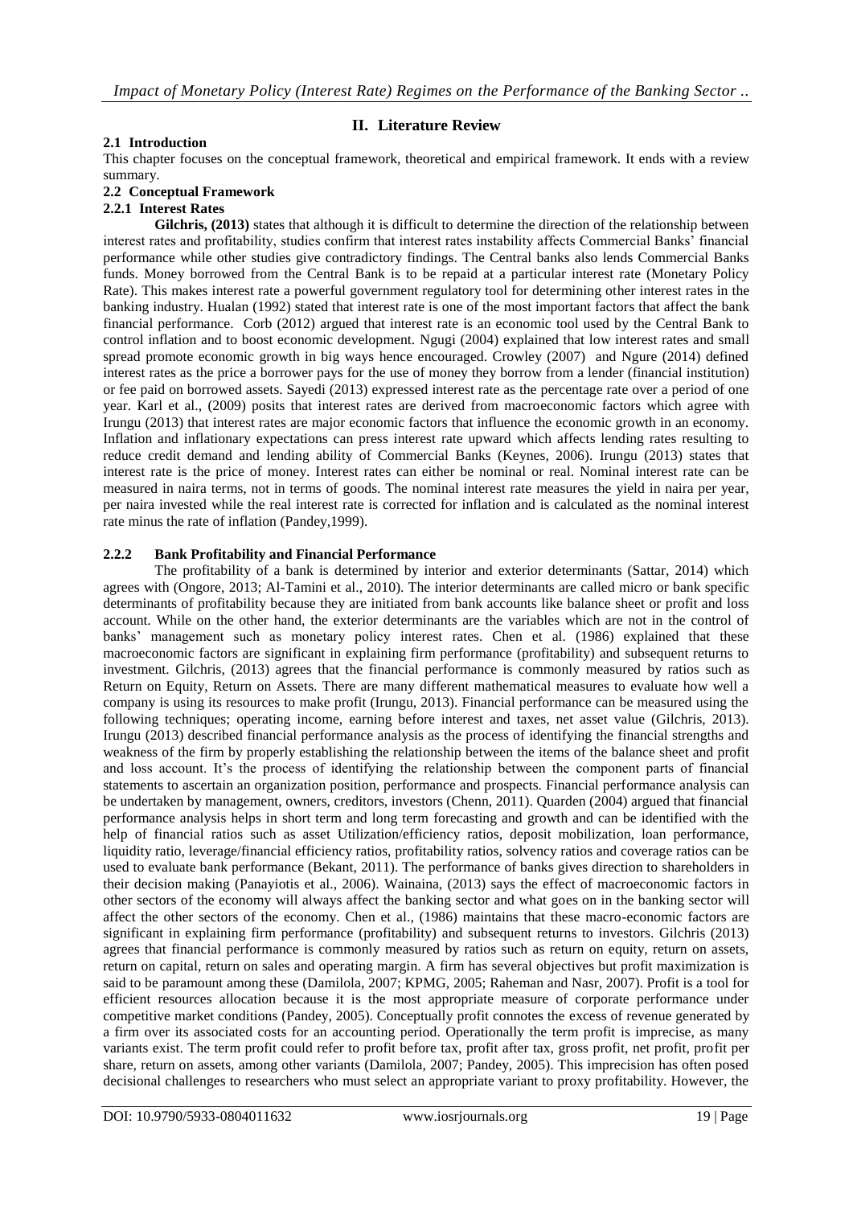## II. Literature Review

### 2.1 Introduction

This chapter focuses on the conceptual framework, theoretical and empirical framework. It ends with a review summary.

### 2.2 Conceptual Framework

#### 2.2.1 Interest Rates

**Gilchris, (2013)** states that although it is difficult to determine the direction of the relationship between interest rates and profitability, studies confirm that interest rates instability affects Commercial Banks' financial performance while other studies give contradictory findings. The Central banks also lends Commercial Banks funds. Money borrowed from the Central Bank is to be repaid at a particular interest rate (Monetary Policy Rate). This makes interest rate a powerful government regulatory tool for determining other interest rates in the banking industry. Hualan (1992) stated that interest rate is one of the most important factors that affect the bank financial performance. Corb (2012) argued that interest rate is an economic tool used by the Central Bank to control inflation and to boost economic development. Ngugi (2004) explained that low interest rates and small spread promote economic growth in big ways hence encouraged. Crowley (2007) and Ngure (2014) defined interest rates as the price a borrower pays for the use of money they borrow from a lender (financial institution) or fee paid on borrowed assets. Sayedi (2013) expressed interest rate as the percentage rate over a period of one year. Karl et al., (2009) posits that interest rates are derived from macroeconomic factors which agree with Irungu (2013) that interest rates are major economic factors that influence the economic growth in an economy. Inflation and inflationary expectations can press interest rate upward which affects lending rates resulting to reduce credit demand and lending ability of Commercial Banks (Keynes, 2006). Irungu (2013) states that interest rate is the price of money. Interest rates can either be nominal or real. Nominal interest rate can be measured in naira terms, not in terms of goods. The nominal interest rate measures the yield in naira per year, per naira invested while the real interest rate is corrected for inflation and is calculated as the nominal interest rate minus the rate of inflation (Pandey,1999).

#### 2.2.2 Bank Profitability and Financial Performance

The profitability of a bank is determined by interior and exterior determinants (Sattar, 2014) which agrees with (Ongore, 2013; Al-Tamini et al., 2010). The interior determinants are called micro or bank specific determinants of profitability because they are initiated from bank accounts like balance sheet or profit and loss account. While on the other hand, the exterior determinants are the variables which are not in the control of banks' management such as monetary policy interest rates. Chen et al. (1986) explained that these macroeconomic factors are significant in explaining firm performance (profitability) and subsequent returns to investment. Gilchris, (2013) agrees that the financial performance is commonly measured by ratios such as Return on Equity, Return on Assets. There are many different mathematical measures to evaluate how well a company is using its resources to make profit (Irungu, 2013). Financial performance can be measured using the following techniques; operating income, earning before interest and taxes, net asset value (Gilchris, 2013). Irungu (2013) described financial performance analysis as the process of identifying the financial strengths and weakness of the firm by properly establishing the relationship between the items of the balance sheet and profit and loss account. It's the process of identifying the relationship between the component parts of financial statements to ascertain an organization position, performance and prospects. Financial performance analysis can be undertaken by management, owners, creditors, investors (Chenn, 2011). Quarden (2004) argued that financial performance analysis helps in short term and long term forecasting and growth and can be identified with the help of financial ratios such as asset Utilization/efficiency ratios, deposit mobilization, loan performance, liquidity ratio, leverage/financial efficiency ratios, profitability ratios, solvency ratios and coverage ratios can be used to evaluate bank performance (Bekant, 2011). The performance of banks gives direction to shareholders in their decision making (Panayiotis et al., 2006). Wainaina, (2013) says the effect of macroeconomic factors in other sectors of the economy will always affect the banking sector and what goes on in the banking sector will affect the other sectors of the economy. Chen et al., (1986) maintains that these macro-economic factors are significant in explaining firm performance (profitability) and subsequent returns to investors. Gilchris (2013) agrees that financial performance is commonly measured by ratios such as return on equity, return on assets, return on capital, return on sales and operating margin. A firm has several objectives but profit maximization is said to be paramount among these (Damilola, 2007; KPMG, 2005; Raheman and Nasr, 2007). Profit is a tool for efficient resources allocation because it is the most appropriate measure of corporate performance under competitive market conditions (Pandey, 2005). Conceptually profit connotes the excess of revenue generated by a firm over its associated costs for an accounting period. Operationally the term profit is imprecise, as many variants exist. The term profit could refer to profit before tax, profit after tax, gross profit, net profit, profit per share, return on assets, among other variants (Damilola, 2007; Pandey, 2005). This imprecision has often posed decisional challenges to researchers who must select an appropriate variant to proxy profitability. However, the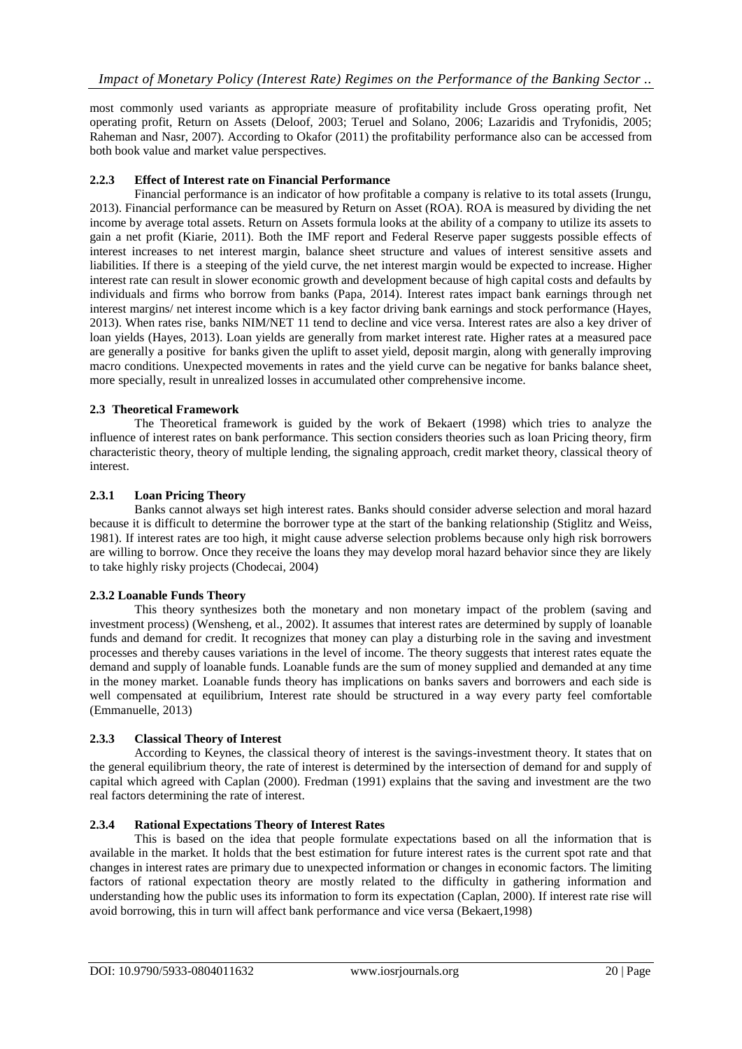most commonly used variants as appropriate measure of profitability include Gross operating profit, Net operating profit, Return on Assets (Deloof, 2003; Teruel and Solano, 2006; Lazaridis and Tryfonidis, 2005; Raheman and Nasr, 2007). According to Okafor (2011) the profitability performance also can be accessed from both book value and market value perspectives.

### 2.2.3 Effect of Interest rate on Financial Performance

Financial performance is an indicator of how profitable a company is relative to its total assets (Irungu, 2013). Financial performance can be measured by Return on Asset (ROA). ROA is measured by dividing the net income by average total assets. Return on Assets formula looks at the ability of a company to utilize its assets to gain a net profit (Kiarie, 2011). Both the IMF report and Federal Reserve paper suggests possible effects of interest increases to net interest margin, balance sheet structure and values of interest sensitive assets and liabilities. If there is a steeping of the yield curve, the net interest margin would be expected to increase. Higher interest rate can result in slower economic growth and development because of high capital costs and defaults by individuals and firms who borrow from banks (Papa, 2014). Interest rates impact bank earnings through net interest margins/ net interest income which is a key factor driving bank earnings and stock performance (Hayes, 2013). When rates rise, banks NIM/NET 11 tend to decline and vice versa. Interest rates are also a key driver of loan yields (Hayes, 2013). Loan yields are generally from market interest rate. Higher rates at a measured pace are generally a positive for banks given the uplift to asset yield, deposit margin, along with generally improving macro conditions. Unexpected movements in rates and the yield curve can be negative for banks balance sheet, more specially, result in unrealized losses in accumulated other comprehensive income.

## 2.3 Theoretical Framework

The Theoretical framework is guided by the work of Bekaert (1998) which tries to analyze the influence of interest rates on bank performance. This section considers theories such as loan Pricing theory, firm characteristic theory, theory of multiple lending, the signaling approach, credit market theory, classical theory of interest.

### 2.3.1 Loan Pricing Theory

Banks cannot always set high interest rates. Banks should consider adverse selection and moral hazard because it is difficult to determine the borrower type at the start of the banking relationship (Stiglitz and Weiss, 1981). If interest rates are too high, it might cause adverse selection problems because only high risk borrowers are willing to borrow. Once they receive the loans they may develop moral hazard behavior since they are likely to take highly risky projects (Chodecai, 2004)

### 2.3.2 Loanable Funds Theory

This theory synthesizes both the monetary and non monetary impact of the problem (saving and investment process) (Wensheng, et al., 2002). It assumes that interest rates are determined by supply of loanable funds and demand for credit. It recognizes that money can play a disturbing role in the saving and investment processes and thereby causes variations in the level of income. The theory suggests that interest rates equate the demand and supply of loanable funds. Loanable funds are the sum of money supplied and demanded at any time in the money market. Loanable funds theory has implications on banks savers and borrowers and each side is well compensated at equilibrium, Interest rate should be structured in a way every party feel comfortable (Emmanuelle, 2013)

### 2.3.3 Classical Theory of Interest

According to Keynes, the classical theory of interest is the savings-investment theory. It states that on the general equilibrium theory, the rate of interest is determined by the intersection of demand for and supply of capital which agreed with Caplan (2000). Fredman (1991) explains that the saving and investment are the two real factors determining the rate of interest.

### 2.3.4 Rational Expectations Theory of Interest Rates

This is based on the idea that people formulate expectations based on all the information that is available in the market. It holds that the best estimation for future interest rates is the current spot rate and that changes in interest rates are primary due to unexpected information or changes in economic factors. The limiting factors of rational expectation theory are mostly related to the difficulty in gathering information and understanding how the public uses its information to form its expectation (Caplan, 2000). If interest rate rise will avoid borrowing, this in turn will affect bank performance and vice versa (Bekaert,1998)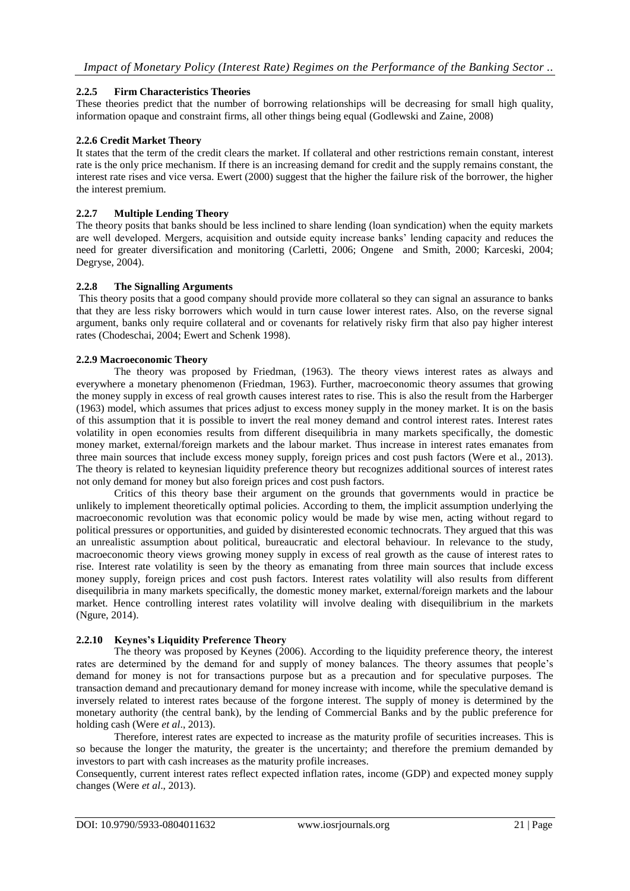### 2.2.5 Firm Characteristics Theories

These theories predict that the number of borrowing relationships will be decreasing for small high quality, information opaque and constraint firms, all other things being equal (Godlewski and Zaine, 2008)

### 2.2.6 Credit Market Theory

It states that the term of the credit clears the market. If collateral and other restrictions remain constant, interest rate is the only price mechanism. If there is an increasing demand for credit and the supply remains constant, the interest rate rises and vice versa. Ewert (2000) suggest that the higher the failure risk of the borrower, the higher the interest premium.

### 2.2.7 Multiple Lending Theory

The theory posits that banks should be less inclined to share lending (loan syndication) when the equity markets are well developed. Mergers, acquisition and outside equity increase banks' lending capacity and reduces the need for greater diversification and monitoring (Carletti, 2006; Ongene and Smith, 2000; Karceski, 2004; Degryse, 2004).

### 2.2.8 The Signalling Arguments

This theory posits that a good company should provide more collateral so they can signal an assurance to banks that they are less risky borrowers which would in turn cause lower interest rates. Also, on the reverse signal argument, banks only require collateral and or covenants for relatively risky firm that also pay higher interest rates (Chodeschai, 2004; Ewert and Schenk 1998).

### 2.2.9 Macroeconomic Theory

The theory was proposed by Friedman, (1963). The theory views interest rates as always and everywhere a monetary phenomenon (Friedman, 1963). Further, macroeconomic theory assumes that growing the money supply in excess of real growth causes interest rates to rise. This is also the result from the Harberger (1963) model, which assumes that prices adjust to excess money supply in the money market. It is on the basis of this assumption that it is possible to invert the real money demand and control interest rates. Interest rates volatility in open economies results from different disequilibria in many markets specifically, the domestic money market, external/foreign markets and the labour market. Thus increase in interest rates emanates from three main sources that include excess money supply, foreign prices and cost push factors (Were et al., 2013). The theory is related to keynesian liquidity preference theory but recognizes additional sources of interest rates not only demand for money but also foreign prices and cost push factors.

Critics of this theory base their argument on the grounds that governments would in practice be unlikely to implement theoretically optimal policies. According to them, the implicit assumption underlying the macroeconomic revolution was that economic policy would be made by wise men, acting without regard to political pressures or opportunities, and guided by disinterested economic technocrats. They argued that this was an unrealistic assumption about political, bureaucratic and electoral behaviour. In relevance to the study, macroeconomic theory views growing money supply in excess of real growth as the cause of interest rates to rise. Interest rate volatility is seen by the theory as emanating from three main sources that include excess money supply, foreign prices and cost push factors. Interest rates volatility will also results from different disequilibria in many markets specifically, the domestic money market, external/foreign markets and the labour market. Hence controlling interest rates volatility will involve dealing with disequilibrium in the markets (Ngure, 2014).

### 2.2.10 Keynes's Liquidity Preference Theory

The theory was proposed by Keynes (2006). According to the liquidity preference theory, the interest rates are determined by the demand for and supply of money balances. The theory assumes that people's demand for money is not for transactions purpose but as a precaution and for speculative purposes. The transaction demand and precautionary demand for money increase with income, while the speculative demand is inversely related to interest rates because of the forgone interest. The supply of money is determined by the monetary authority (the central bank), by the lending of Commercial Banks and by the public preference for holding cash (Were *et al*., 2013).

Therefore, interest rates are expected to increase as the maturity profile of securities increases. This is so because the longer the maturity, the greater is the uncertainty; and therefore the premium demanded by investors to part with cash increases as the maturity profile increases.

Consequently, current interest rates reflect expected inflation rates, income (GDP) and expected money supply changes (Were *et al*., 2013).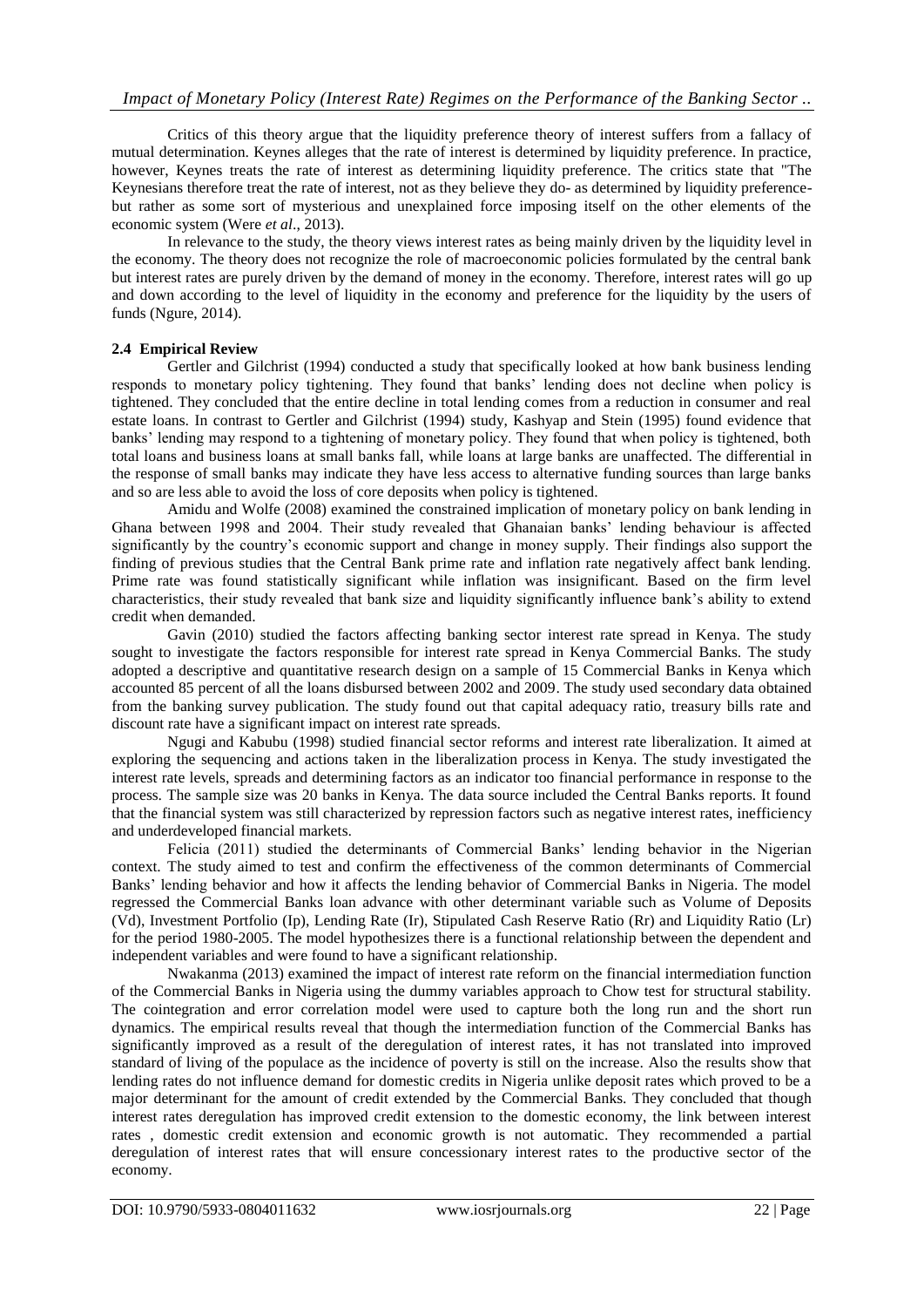Critics of this theory argue that the liquidity preference theory of interest suffers from a fallacy of mutual determination. Keynes alleges that the rate of interest is determined by liquidity preference. In practice, however, Keynes treats the rate of interest as determining liquidity preference. The critics state that "The Keynesians therefore treat the rate of interest, not as they believe they do- as determined by liquidity preference- but rather as some sort of mysterious and unexplained force imposing itself on the other elements of the economic system (Were *et al*., 2013).

In relevance to the study, the theory views interest rates as being mainly driven by the liquidity level in the economy. The theory does not recognize the role of macroeconomic policies formulated by the central bank but interest rates are purely driven by the demand of money in the economy. Therefore, interest rates will go up and down according to the level of liquidity in the economy and preference for the liquidity by the users of funds (Ngure, 2014).

### 2.4 Empirical Review

Gertler and Gilchrist (1994) conducted a study that specifically looked at how bank business lending responds to monetary policy tightening. They found that banks' lending does not decline when policy is tightened. They concluded that the entire decline in total lending comes from a reduction in consumer and real estate loans. In contrast to Gertler and Gilchrist (1994) study, Kashyap and Stein (1995) found evidence that banks' lending may respond to a tightening of monetary policy. They found that when policy is tightened, both total loans and business loans at small banks fall, while loans at large banks are unaffected. The differential in the response of small banks may indicate they have less access to alternative funding sources than large banks and so are less able to avoid the loss of core deposits when policy is tightened.

Amidu and Wolfe (2008) examined the constrained implication of monetary policy on bank lending in Ghana between 1998 and 2004. Their study revealed that Ghanaian banks' lending behaviour is affected significantly by the country's economic support and change in money supply. Their findings also support the finding of previous studies that the Central Bank prime rate and inflation rate negatively affect bank lending. Prime rate was found statistically significant while inflation was insignificant. Based on the firm level characteristics, their study revealed that bank size and liquidity significantly influence bank's ability to extend credit when demanded.

Gavin (2010) studied the factors affecting banking sector interest rate spread in Kenya. The study sought to investigate the factors responsible for interest rate spread in Kenya Commercial Banks. The study adopted a descriptive and quantitative research design on a sample of 15 Commercial Banks in Kenya which accounted 85 percent of all the loans disbursed between 2002 and 2009. The study used secondary data obtained from the banking survey publication. The study found out that capital adequacy ratio, treasury bills rate and discount rate have a significant impact on interest rate spreads.

Ngugi and Kabubu (1998) studied financial sector reforms and interest rate liberalization. It aimed at exploring the sequencing and actions taken in the liberalization process in Kenya. The study investigated the interest rate levels, spreads and determining factors as an indicator too financial performance in response to the process. The sample size was 20 banks in Kenya. The data source included the Central Banks reports. It found that the financial system was still characterized by repression factors such as negative interest rates, inefficiency and underdeveloped financial markets.

Felicia (2011) studied the determinants of Commercial Banks' lending behavior in the Nigerian context. The study aimed to test and confirm the effectiveness of the common determinants of Commercial Banks' lending behavior and how it affects the lending behavior of Commercial Banks in Nigeria. The model regressed the Commercial Banks loan advance with other determinant variable such as Volume of Deposits (Vd), Investment Portfolio (Ip), Lending Rate (Ir), Stipulated Cash Reserve Ratio (Rr) and Liquidity Ratio (Lr) for the period 1980-2005. The model hypothesizes there is a functional relationship between the dependent and independent variables and were found to have a significant relationship.

Nwakanma (2013) examined the impact of interest rate reform on the financial intermediation function of the Commercial Banks in Nigeria using the dummy variables approach to Chow test for structural stability. The cointegration and error correlation model were used to capture both the long run and the short run dynamics. The empirical results reveal that though the intermediation function of the Commercial Banks has significantly improved as a result of the deregulation of interest rates, it has not translated into improved standard of living of the populace as the incidence of poverty is still on the increase. Also the results show that lending rates do not influence demand for domestic credits in Nigeria unlike deposit rates which proved to be a major determinant for the amount of credit extended by the Commercial Banks. They concluded that though interest rates deregulation has improved credit extension to the domestic economy, the link between interest rates , domestic credit extension and economic growth is not automatic. They recommended a partial deregulation of interest rates that will ensure concessionary interest rates to the productive sector of the economy.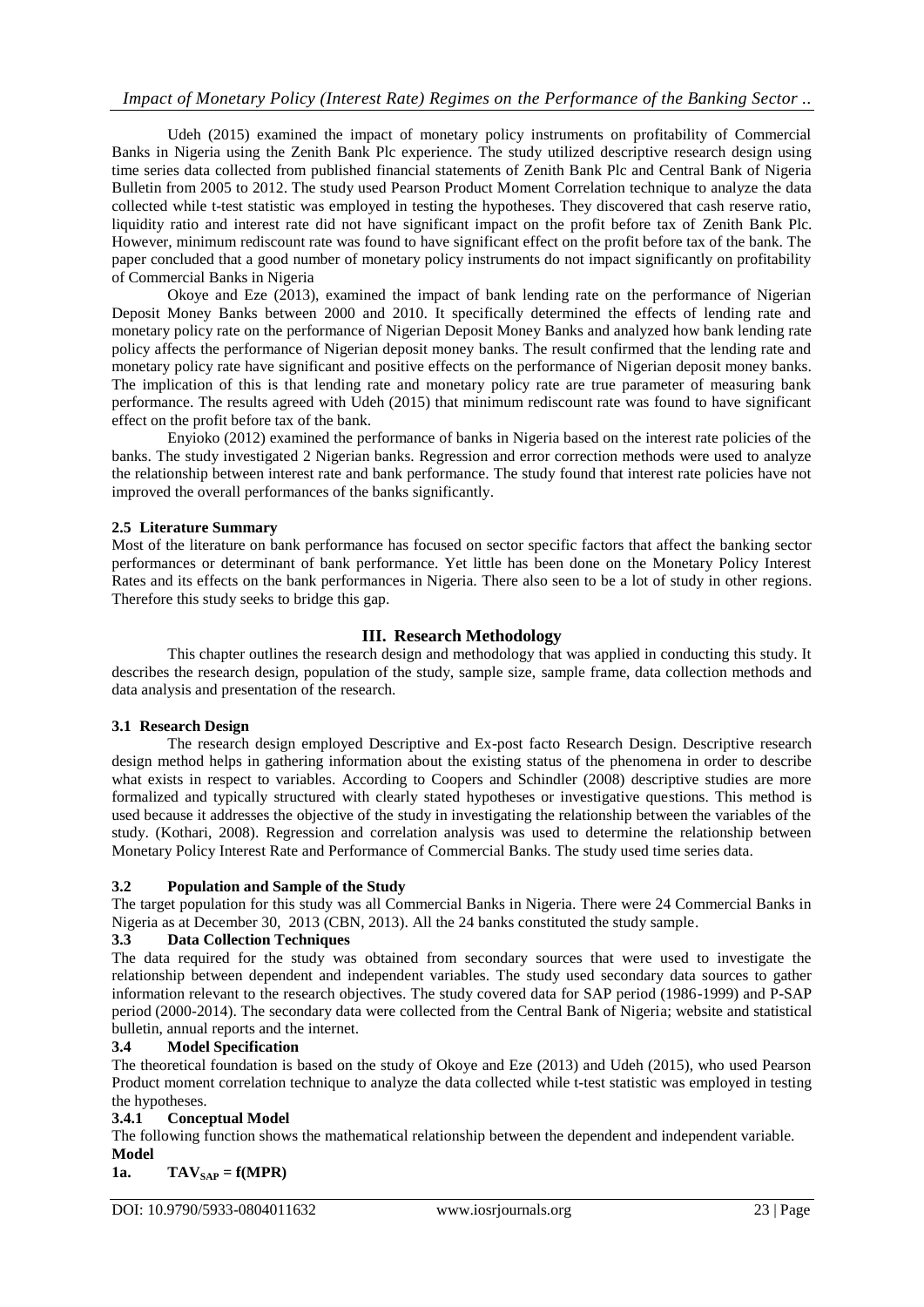Udeh (2015) examined the impact of monetary policy instruments on profitability of Commercial Banks in Nigeria using the Zenith Bank Plc experience. The study utilized descriptive research design using time series data collected from published financial statements of Zenith Bank Plc and Central Bank of Nigeria Bulletin from 2005 to 2012. The study used Pearson Product Moment Correlation technique to analyze the data collected while t-test statistic was employed in testing the hypotheses. They discovered that cash reserve ratio, liquidity ratio and interest rate did not have significant impact on the profit before tax of Zenith Bank Plc. However, minimum rediscount rate was found to have significant effect on the profit before tax of the bank. The paper concluded that a good number of monetary policy instruments do not impact significantly on profitability of Commercial Banks in Nigeria

Okoye and Eze (2013), examined the impact of bank lending rate on the performance of Nigerian Deposit Money Banks between 2000 and 2010. It specifically determined the effects of lending rate and monetary policy rate on the performance of Nigerian Deposit Money Banks and analyzed how bank lending rate policy affects the performance of Nigerian deposit money banks. The result confirmed that the lending rate and monetary policy rate have significant and positive effects on the performance of Nigerian deposit money banks. The implication of this is that lending rate and monetary policy rate are true parameter of measuring bank performance. The results agreed with Udeh (2015) that minimum rediscount rate was found to have significant effect on the profit before tax of the bank.

Enyioko (2012) examined the performance of banks in Nigeria based on the interest rate policies of the banks. The study investigated 2 Nigerian banks. Regression and error correction methods were used to analyze the relationship between interest rate and bank performance. The study found that interest rate policies have not improved the overall performances of the banks significantly.

### 2.5 Literature Summary

Most of the literature on bank performance has focused on sector specific factors that affect the banking sector performances or determinant of bank performance. Yet little has been done on the Monetary Policy Interest Rates and its effects on the bank performances in Nigeria. There also seen to be a lot of study in other regions. Therefore this study seeks to bridge this gap.

## III. Research Methodology

This chapter outlines the research design and methodology that was applied in conducting this study. It describes the research design, population of the study, sample size, sample frame, data collection methods and data analysis and presentation of the research.

### 3.1 Research Design

The research design employed Descriptive and Ex-post facto Research Design. Descriptive research design method helps in gathering information about the existing status of the phenomena in order to describe what exists in respect to variables. According to Coopers and Schindler (2008) descriptive studies are more formalized and typically structured with clearly stated hypotheses or investigative questions. This method is used because it addresses the objective of the study in investigating the relationship between the variables of the study. (Kothari, 2008). Regression and correlation analysis was used to determine the relationship between Monetary Policy Interest Rate and Performance of Commercial Banks. The study used time series data.

### 3.2 Population and Sample of the Study

The target population for this study was all Commercial Banks in Nigeria. There were 24 Commercial Banks in Nigeria as at December 30, 2013 (CBN, 2013). All the 24 banks constituted the study sample.

### 3.3 Data Collection Techniques

The data required for the study was obtained from secondary sources that were used to investigate the relationship between dependent and independent variables. The study used secondary data sources to gather information relevant to the research objectives. The study covered data for SAP period (1986-1999) and P-SAP period (2000-2014). The secondary data were collected from the Central Bank of Nigeria; website and statistical bulletin, annual reports and the internet.

### 3.4 Model Specification

The theoretical foundation is based on the study of Okoye and Eze (2013) and Udeh (2015), who used Pearson Product moment correlation technique to analyze the data collected while t-test statistic was employed in testing the hypotheses.

#### 3.4.1 Conceptual Model

The following function shows the mathematical relationship between the dependent and independent variable.

**Model**

**1a.** $TAV_{SAP} = f(MPR)$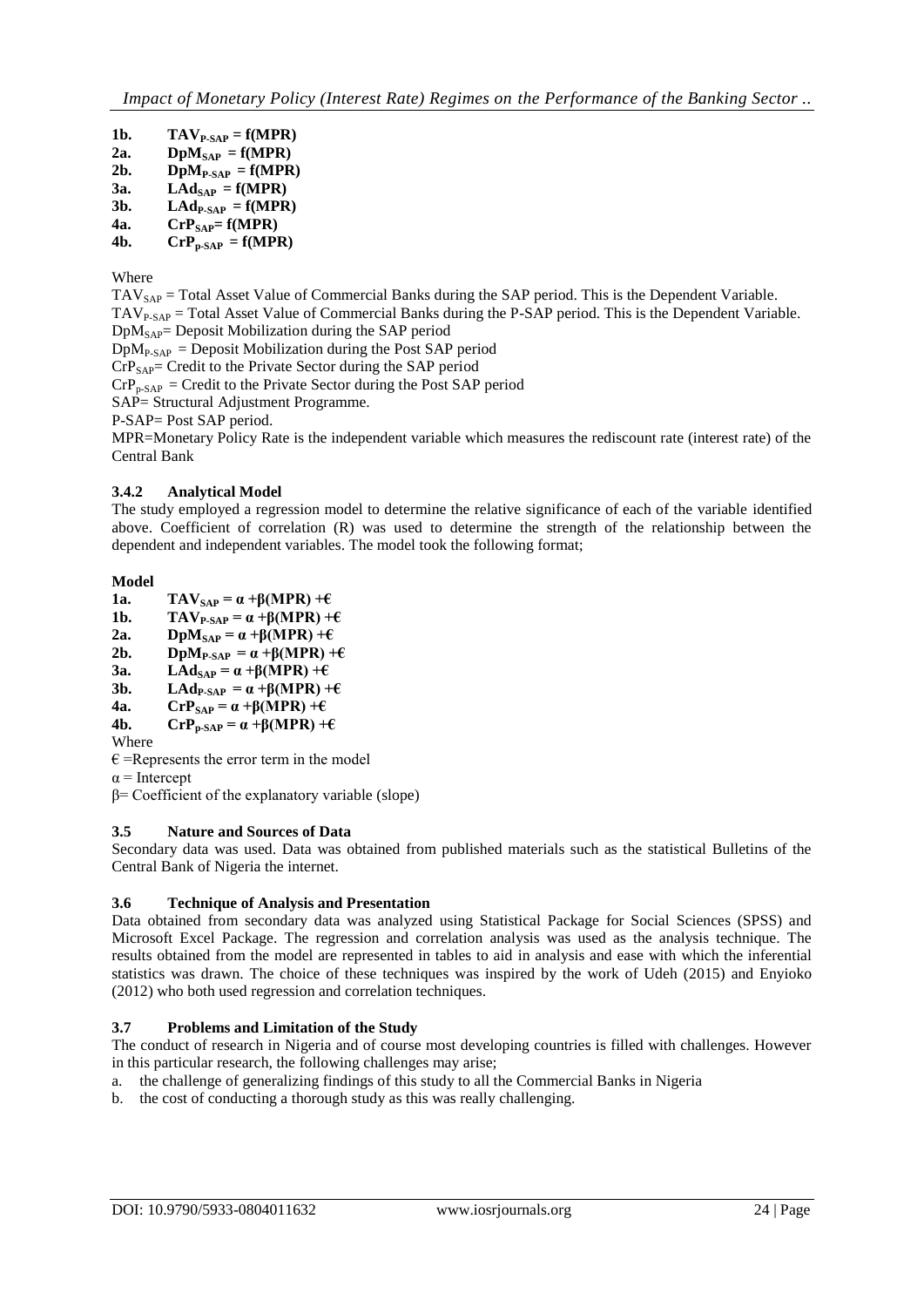**1b.** $TAV_{P\text{-}SAP} = f(MPR)$
**2a.** $DpM_{SAP} = f(MPR)$
**2b.** $DpM_{P\text{-}SAP} = f(MPR)$
**3a.** $LAd_{SAP} = f(MPR)$
**3b.** $LAd_{P\text{-}SAP} = f(MPR)$
**4a.** $CrP_{SAP} = f(MPR)$
**4b.** $CrP_{p\text{-}SAP} = f(MPR)$

Where

$TAV_{SAP}$ = Total Asset Value of Commercial Banks during the SAP period. This is the Dependent Variable.
$TAV_{P\text{-}SAP}$ = Total Asset Value of Commercial Banks during the P-SAP period. This is the Dependent Variable.
$DpM_{SAP}$= Deposit Mobilization during the SAP period
$DpM_{P\text{-}SAP}$ = Deposit Mobilization during the Post SAP period
$CrP_{SAP}$= Credit to the Private Sector during the SAP period
$CrP_{p\text{-}SAP}$ = Credit to the Private Sector during the Post SAP period
SAP= Structural Adjustment Programme.
P-SAP= Post SAP period.
MPR=Monetary Policy Rate is the independent variable which measures the rediscount rate (interest rate) of the Central Bank

### 3.4.2 Analytical Model

The study employed a regression model to determine the relative significance of each of the variable identified above. Coefficient of correlation (R) was used to determine the strength of the relationship between the dependent and independent variables. The model took the following format;

**Model**

**1a.** $TAV_{SAP} = \alpha + \beta(MPR) + €$
**1b.** $TAV_{P\text{-}SAP} = \alpha + \beta(MPR) + €$
**2a.** $DpM_{SAP} = \alpha + \beta(MPR) + €$
**2b.** $DpM_{P\text{-}SAP} = \alpha + \beta(MPR) + €$
**3a.** $LAd_{SAP} = \alpha + \beta(MPR) + €$
**3b.** $LAd_{P\text{-}SAP} = \alpha + \beta(MPR) + €$
**4a.** $CrP_{SAP} = \alpha + \beta(MPR) + €$
**4b.** $CrP_{p\text{-}SAP} = \alpha + \beta(MPR) + €$

Where
€ =Represents the error term in the model
$\alpha$ = Intercept
$\beta$= Coefficient of the explanatory variable (slope)

### 3.5 Nature and Sources of Data

Secondary data was used. Data was obtained from published materials such as the statistical Bulletins of the Central Bank of Nigeria the internet.

### 3.6 Technique of Analysis and Presentation

Data obtained from secondary data was analyzed using Statistical Package for Social Sciences (SPSS) and Microsoft Excel Package. The regression and correlation analysis was used as the analysis technique. The results obtained from the model are represented in tables to aid in analysis and ease with which the inferential statistics was drawn. The choice of these techniques was inspired by the work of Udeh (2015) and Enyioko (2012) who both used regression and correlation techniques.

### 3.7 Problems and Limitation of the Study

The conduct of research in Nigeria and of course most developing countries is filled with challenges. However in this particular research, the following challenges may arise;

a. the challenge of generalizing findings of this study to all the Commercial Banks in Nigeria
b. the cost of conducting a thorough study as this was really challenging.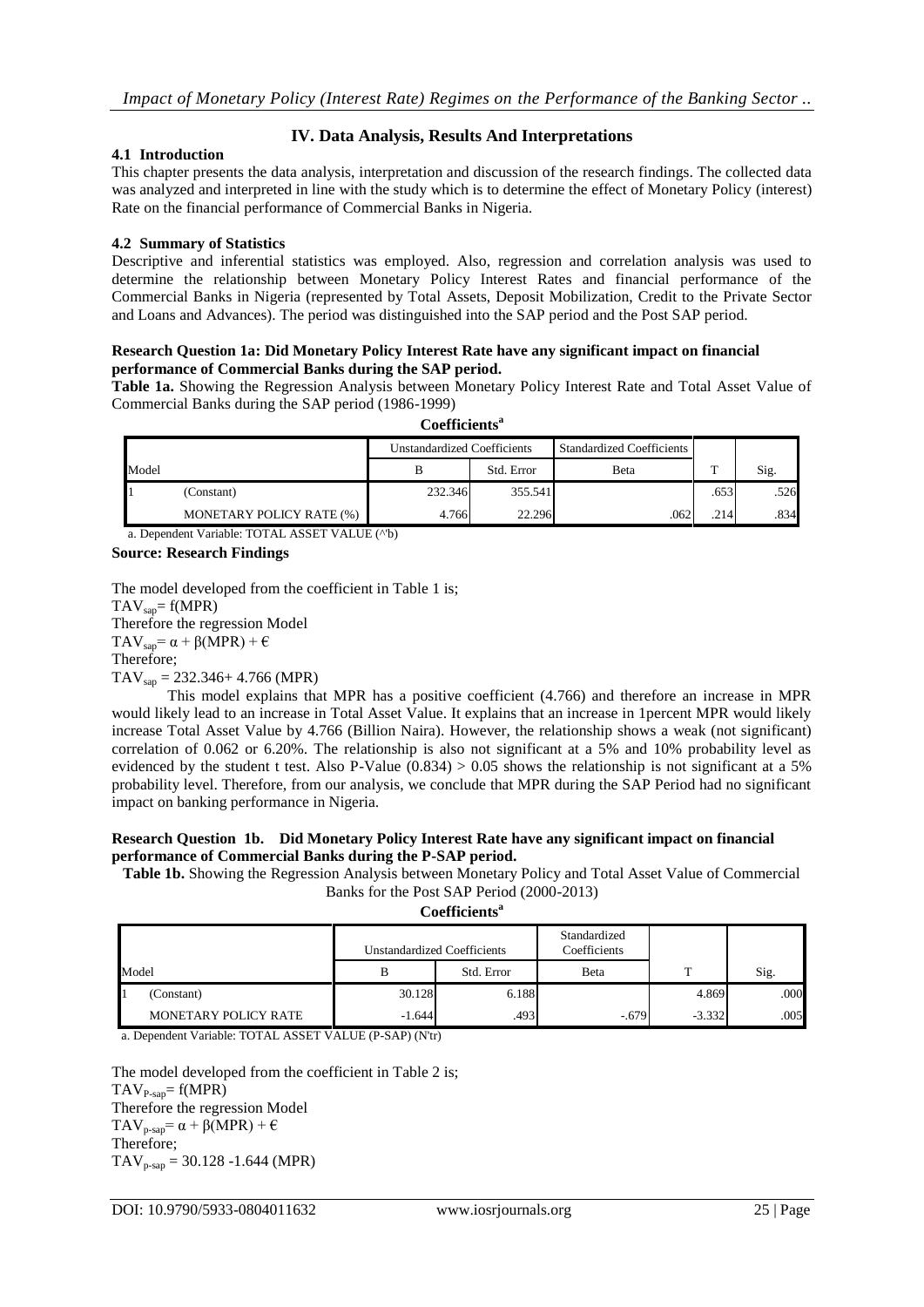## IV. Data Analysis, Results And Interpretations

### 4.1 Introduction

This chapter presents the data analysis, interpretation and discussion of the research findings. The collected data was analyzed and interpreted in line with the study which is to determine the effect of Monetary Policy (interest) Rate on the financial performance of Commercial Banks in Nigeria.

### 4.2 Summary of Statistics

Descriptive and inferential statistics was employed. Also, regression and correlation analysis was used to determine the relationship between Monetary Policy Interest Rates and financial performance of the Commercial Banks in Nigeria (represented by Total Assets, Deposit Mobilization, Credit to the Private Sector and Loans and Advances). The period was distinguished into the SAP period and the Post SAP period.

**Research Question 1a: Did Monetary Policy Interest Rate have any significant impact on financial performance of Commercial Banks during the SAP period.**

**Table 1a.** Showing the Regression Analysis between Monetary Policy Interest Rate and Total Asset Value of Commercial Banks during the SAP period (1986-1999)

**Coefficients[a]**

| Model | | Unstandardized Coefficients | | Standardized Coefficients | T | Sig. |
|---|---|---|---|---|---|---|
| | | B | Std. Error | Beta | | |
| 1 | (Constant) | 232.346 | 355.541 | | .653 | .526 |
| | MONETARY POLICY RATE (%) | 4.766 | 22.296 | .062 | .214 | .834 |

a. Dependent Variable: TOTAL ASSET VALUE (^'b)

**Source: Research Findings**

The model developed from the coefficient in Table 1 is;

$TAV_{sap} = f(MPR)$

Therefore the regression Model

$TAV_{sap} = \alpha + \beta(MPR) + \epsilon$

Therefore;

$TAV_{sap} = 232.346 + 4.766\ (MPR)$

This model explains that MPR has a positive coefficient (4.766) and therefore an increase in MPR would likely lead to an increase in Total Asset Value. It explains that an increase in 1percent MPR would likely increase Total Asset Value by 4.766 (Billion Naira). However, the relationship shows a weak (not significant) correlation of 0.062 or 6.20%. The relationship is also not significant at a 5% and 10% probability level as evidenced by the student t test. Also P-Value (0.834) > 0.05 shows the relationship is not significant at a 5% probability level. Therefore, from our analysis, we conclude that MPR during the SAP Period had no significant impact on banking performance in Nigeria.

**Research Question 1b. Did Monetary Policy Interest Rate have any significant impact on financial performance of Commercial Banks during the P-SAP period.**

**Table 1b.** Showing the Regression Analysis between Monetary Policy and Total Asset Value of Commercial Banks for the Post SAP Period (2000-2013)

**Coefficients[a]**

| Model | | Unstandardized Coefficients | | Standardized Coefficients | T | Sig. |
|---|---|---|---|---|---|---|
| | | B | Std. Error | Beta | | |
| 1 | (Constant) | 30.128 | 6.188 | | 4.869 | .000 |
| | MONETARY POLICY RATE | -1.644 | .493 | -.679 | -3.332 | .005 |

a. Dependent Variable: TOTAL ASSET VALUE (P-SAP) (N'tr)

The model developed from the coefficient in Table 2 is;

$TAV_{P\text{-}sap} = f(MPR)$

Therefore the regression Model

$TAV_{p\text{-}sap} = \alpha + \beta(MPR) + \epsilon$

Therefore;

$TAV_{p\text{-}sap} = 30.128 - 1.644\ (MPR)$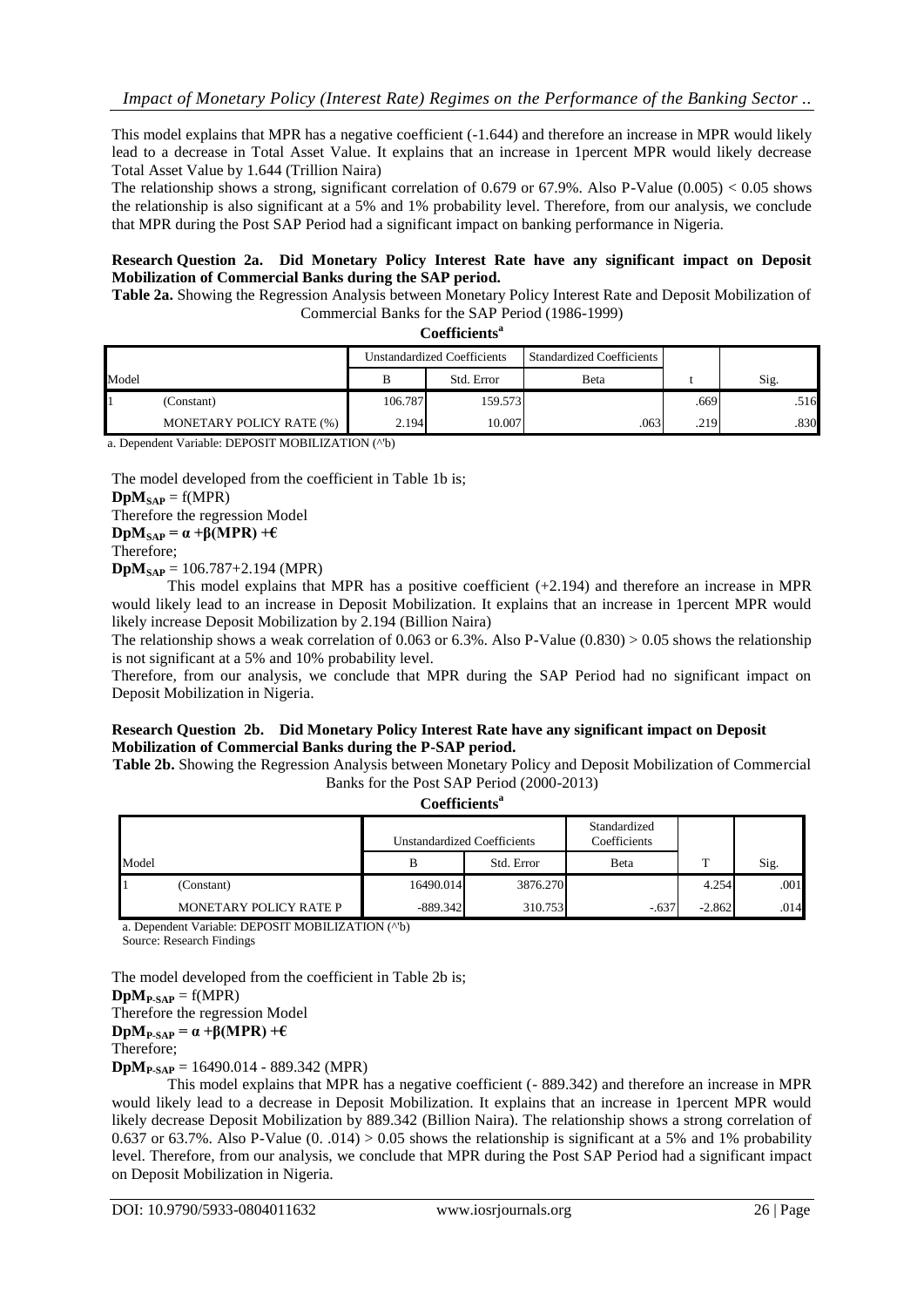This model explains that MPR has a negative coefficient (-1.644) and therefore an increase in MPR would likely lead to a decrease in Total Asset Value. It explains that an increase in 1percent MPR would likely decrease Total Asset Value by 1.644 (Trillion Naira)

The relationship shows a strong, significant correlation of 0.679 or 67.9%. Also P-Value (0.005) < 0.05 shows the relationship is also significant at a 5% and 1% probability level. Therefore, from our analysis, we conclude that MPR during the Post SAP Period had a significant impact on banking performance in Nigeria.

**Research Question 2a. Did Monetary Policy Interest Rate have any significant impact on Deposit Mobilization of Commercial Banks during the SAP period.**

**Table 2a.** Showing the Regression Analysis between Monetary Policy Interest Rate and Deposit Mobilization of Commercial Banks for the SAP Period (1986-1999)

**Coefficients[a]**

| Model | | Unstandardized Coefficients | | Standardized Coefficients | | |
|---|---|---|---|---|---|---|
| | | B | Std. Error | Beta | t | Sig. |
| 1 | (Constant) | 106.787 | 159.573 | | .669 | .516 |
| | MONETARY POLICY RATE (%) | 2.194 | 10.007 | .063 | .219 | .830 |

a. Dependent Variable: DEPOSIT MOBILIZATION (^'b)

The model developed from the coefficient in Table 1b is;

$\mathbf{DpM_{SAP}} = f(MPR)$

Therefore the regression Model

$\mathbf{DpM_{SAP} = \alpha + \beta(MPR) + €}$

Therefore;

$\mathbf{DpM_{SAP}} = 106.787 + 2.194\ (MPR)$

This model explains that MPR has a positive coefficient (+2.194) and therefore an increase in MPR would likely lead to an increase in Deposit Mobilization. It explains that an increase in 1percent MPR would likely increase Deposit Mobilization by 2.194 (Billion Naira)

The relationship shows a weak correlation of 0.063 or 6.3%. Also P-Value (0.830) > 0.05 shows the relationship is not significant at a 5% and 10% probability level.

Therefore, from our analysis, we conclude that MPR during the SAP Period had no significant impact on Deposit Mobilization in Nigeria.

**Research Question 2b. Did Monetary Policy Interest Rate have any significant impact on Deposit Mobilization of Commercial Banks during the P-SAP period.**

**Table 2b.** Showing the Regression Analysis between Monetary Policy and Deposit Mobilization of Commercial Banks for the Post SAP Period (2000-2013)

**Coefficients[a]**

| Model | | Unstandardized Coefficients | | Standardized Coefficients | | |
|---|---|---|---|---|---|---|
| | | B | Std. Error | Beta | T | Sig. |
| 1 | (Constant) | 16490.014 | 3876.270 | | 4.254 | .001 |
| | MONETARY POLICY RATE P | -889.342 | 310.753 | -.637 | -2.862 | .014 |

a. Dependent Variable: DEPOSIT MOBILIZATION (^'b)

Source: Research Findings

The model developed from the coefficient in Table 2b is;

$\mathbf{DpM_{P\text{-}SAP}} = f(MPR)$

Therefore the regression Model

$\mathbf{DpM_{P\text{-}SAP} = \alpha + \beta(MPR) + €}$

Therefore;

$\mathbf{DpM_{P\text{-}SAP}} = 16490.014 - 889.342\ (MPR)$

This model explains that MPR has a negative coefficient (- 889.342) and therefore an increase in MPR would likely lead to a decrease in Deposit Mobilization. It explains that an increase in 1percent MPR would likely decrease Deposit Mobilization by 889.342 (Billion Naira). The relationship shows a strong correlation of 0.637 or 63.7%. Also P-Value (0. .014) > 0.05 shows the relationship is significant at a 5% and 1% probability level. Therefore, from our analysis, we conclude that MPR during the Post SAP Period had a significant impact on Deposit Mobilization in Nigeria.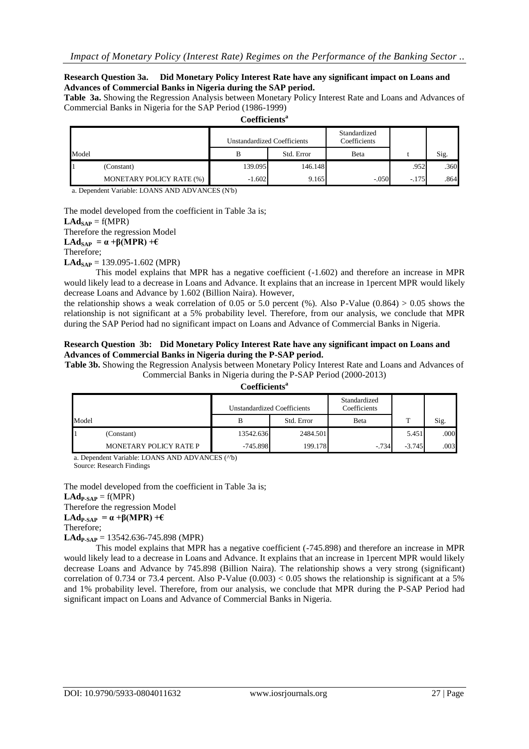**Research Question 3a. Did Monetary Policy Interest Rate have any significant impact on Loans and Advances of Commercial Banks in Nigeria during the SAP period.**

**Table 3a.** Showing the Regression Analysis between Monetary Policy Interest Rate and Loans and Advances of Commercial Banks in Nigeria for the SAP Period (1986-1999)

**Coefficients[a]**

| Model | | Unstandardized Coefficients | | Standardized Coefficients | | |
|---|---|---|---|---|---|---|
| | | B | Std. Error | Beta | t | Sig. |
| 1 | (Constant) | 139.095 | 146.148 | | .952 | .360 |
| | MONETARY POLICY RATE (%) | -1.602 | 9.165 | -.050 | -.175 | .864 |

a. Dependent Variable: LOANS AND ADVANCES (N'b)

The model developed from the coefficient in Table 3a is;

$\mathbf{LAd_{SAP}}$ = f(MPR)

Therefore the regression Model

$\mathbf{LAd_{SAP} = \alpha + \beta(MPR) + €}$

Therefore;

$\mathbf{LAd_{SAP}}$ = 139.095-1.602 (MPR)

This model explains that MPR has a negative coefficient (-1.602) and therefore an increase in MPR would likely lead to a decrease in Loans and Advance. It explains that an increase in 1percent MPR would likely decrease Loans and Advance by 1.602 (Billion Naira). However, the relationship shows a weak correlation of 0.05 or 5.0 percent (%). Also P-Value (0.864) > 0.05 shows the relationship is not significant at a 5% probability level. Therefore, from our analysis, we conclude that MPR during the SAP Period had no significant impact on Loans and Advance of Commercial Banks in Nigeria.

**Research Question 3b: Did Monetary Policy Interest Rate have any significant impact on Loans and Advances of Commercial Banks in Nigeria during the P-SAP period.**

**Table 3b.** Showing the Regression Analysis between Monetary Policy Interest Rate and Loans and Advances of Commercial Banks in Nigeria during the P-SAP Period (2000-2013)

**Coefficients[a]**

| Model | | Unstandardized Coefficients | | Standardized Coefficients | | |
|---|---|---|---|---|---|---|
| | | B | Std. Error | Beta | T | Sig. |
| 1 | (Constant) | 13542.636 | 2484.501 | | 5.451 | .000 |
| | MONETARY POLICY RATE P | -745.898 | 199.178 | -.734 | -3.745 | .003 |

a. Dependent Variable: LOANS AND ADVANCES (^'b)

Source: Research Findings

The model developed from the coefficient in Table 3a is;

$\mathbf{LAd_{P\text{-}SAP}}$ = f(MPR)

Therefore the regression Model

$\mathbf{LAd_{P\text{-}SAP} = \alpha + \beta(MPR) + €}$

Therefore;

$\mathbf{LAd_{P\text{-}SAP}}$ = 13542.636-745.898 (MPR)

This model explains that MPR has a negative coefficient (-745.898) and therefore an increase in MPR would likely lead to a decrease in Loans and Advance. It explains that an increase in 1percent MPR would likely decrease Loans and Advance by 745.898 (Billion Naira). The relationship shows a very strong (significant) correlation of 0.734 or 73.4 percent. Also P-Value (0.003) < 0.05 shows the relationship is significant at a 5% and 1% probability level. Therefore, from our analysis, we conclude that MPR during the P-SAP Period had significant impact on Loans and Advance of Commercial Banks in Nigeria.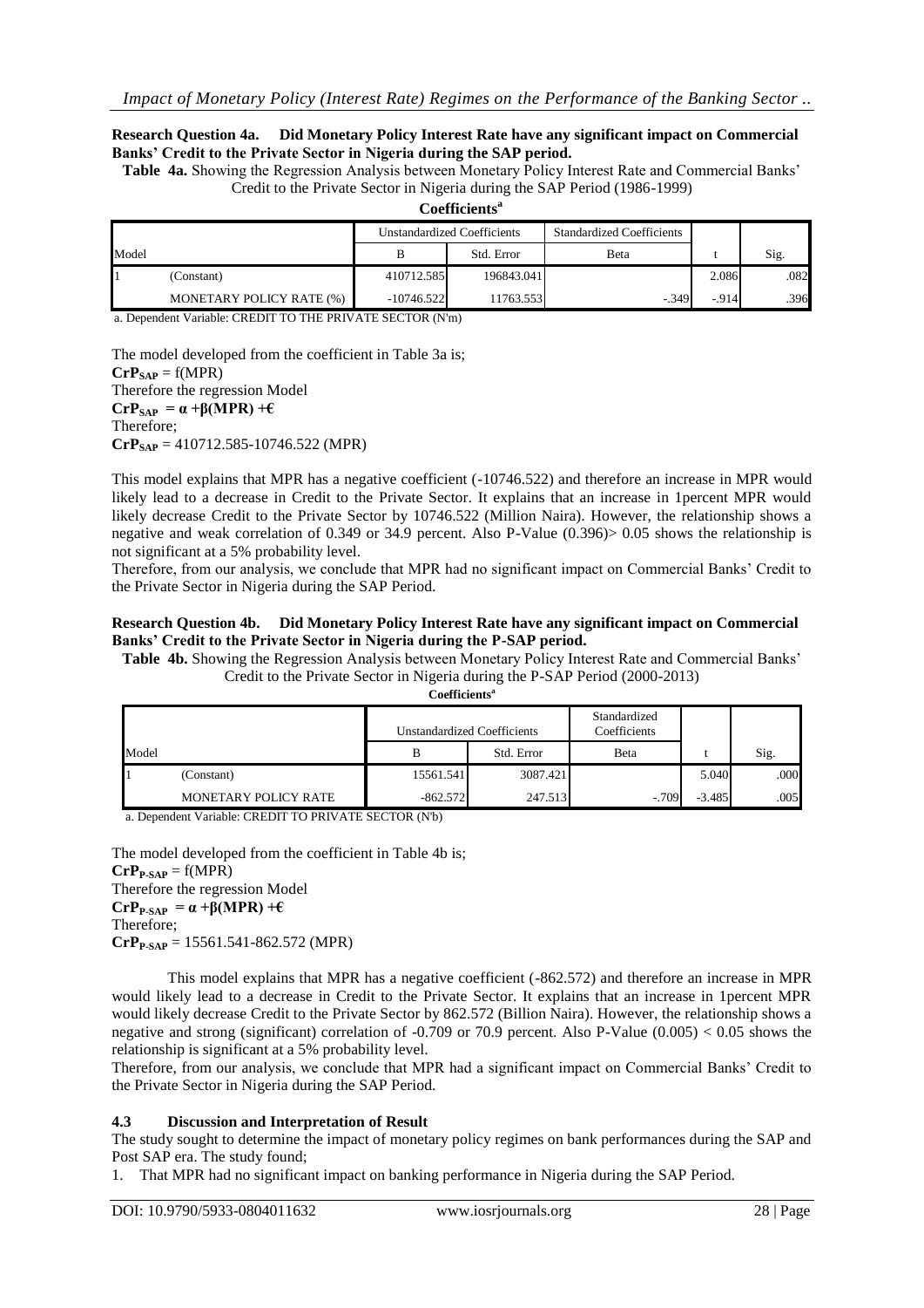**Research Question 4a. Did Monetary Policy Interest Rate have any significant impact on Commercial Banks' Credit to the Private Sector in Nigeria during the SAP period.**

**Table 4a.** Showing the Regression Analysis between Monetary Policy Interest Rate and Commercial Banks' Credit to the Private Sector in Nigeria during the SAP Period (1986-1999)

**Coefficients[a]**

| Model | | Unstandardized Coefficients | | Standardized Coefficients | | |
|---|---|---|---|---|---|---|
| | | B | Std. Error | Beta | t | Sig. |
| 1 | (Constant) | 410712.585 | 196843.041 | | 2.086 | .082 |
| | MONETARY POLICY RATE (%) | -10746.522 | 11763.553 | -.349 | -.914 | .396 |

a. Dependent Variable: CREDIT TO THE PRIVATE SECTOR (N'm)

The model developed from the coefficient in Table 3a is;

$\mathbf{CrP_{SAP}} = f(MPR)$

Therefore the regression Model

$\mathbf{CrP_{SAP} = \alpha + \beta(MPR) + €}$

Therefore;

$\mathbf{CrP_{SAP}} = 410712.585 - 10746.522\ (MPR)$

This model explains that MPR has a negative coefficient (-10746.522) and therefore an increase in MPR would likely lead to a decrease in Credit to the Private Sector. It explains that an increase in 1percent MPR would likely decrease Credit to the Private Sector by 10746.522 (Million Naira). However, the relationship shows a negative and weak correlation of 0.349 or 34.9 percent. Also P-Value (0.396)> 0.05 shows the relationship is not significant at a 5% probability level.

Therefore, from our analysis, we conclude that MPR had no significant impact on Commercial Banks' Credit to the Private Sector in Nigeria during the SAP Period.

**Research Question 4b. Did Monetary Policy Interest Rate have any significant impact on Commercial Banks' Credit to the Private Sector in Nigeria during the P-SAP period.**

**Table 4b.** Showing the Regression Analysis between Monetary Policy Interest Rate and Commercial Banks' Credit to the Private Sector in Nigeria during the P-SAP Period (2000-2013)

**Coefficients[a]**

| Model | | Unstandardized Coefficients | | Standardized Coefficients | | |
|---|---|---|---|---|---|---|
| | | B | Std. Error | Beta | t | Sig. |
| 1 | (Constant) | 15561.541 | 3087.421 | | 5.040 | .000 |
| | MONETARY POLICY RATE | -862.572 | 247.513 | -.709 | -3.485 | .005 |

a. Dependent Variable: CREDIT TO PRIVATE SECTOR (N'b)

The model developed from the coefficient in Table 4b is;

$\mathbf{CrP_{P\text{-}SAP}} = f(MPR)$

Therefore the regression Model

$\mathbf{CrP_{P\text{-}SAP} = \alpha + \beta(MPR) + €}$

Therefore;

$\mathbf{CrP_{P\text{-}SAP}} = 15561.541 - 862.572\ (MPR)$

This model explains that MPR has a negative coefficient (-862.572) and therefore an increase in MPR would likely lead to a decrease in Credit to the Private Sector. It explains that an increase in 1percent MPR would likely decrease Credit to the Private Sector by 862.572 (Billion Naira). However, the relationship shows a negative and strong (significant) correlation of -0.709 or 70.9 percent. Also P-Value (0.005) < 0.05 shows the relationship is significant at a 5% probability level.

Therefore, from our analysis, we conclude that MPR had a significant impact on Commercial Banks' Credit to the Private Sector in Nigeria during the SAP Period.

### 4.3 Discussion and Interpretation of Result

The study sought to determine the impact of monetary policy regimes on bank performances during the SAP and Post SAP era. The study found;

1. That MPR had no significant impact on banking performance in Nigeria during the SAP Period.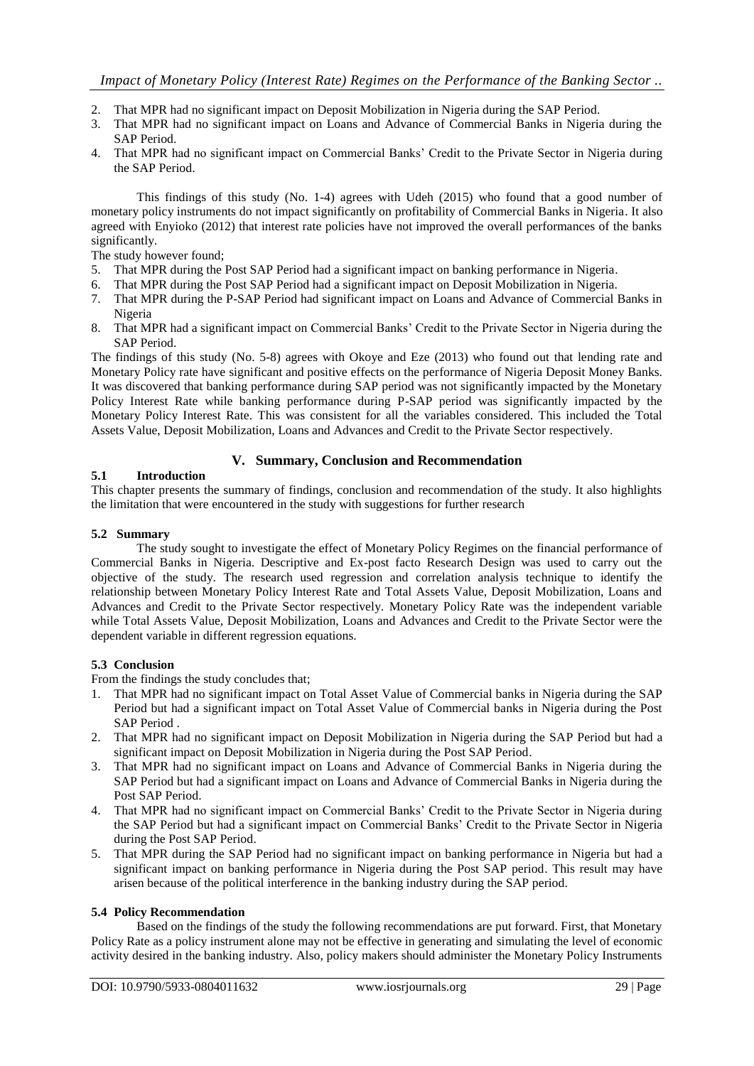2. That MPR had no significant impact on Deposit Mobilization in Nigeria during the SAP Period.
3. That MPR had no significant impact on Loans and Advance of Commercial Banks in Nigeria during the SAP Period.
4. That MPR had no significant impact on Commercial Banks' Credit to the Private Sector in Nigeria during the SAP Period.

This findings of this study (No. 1-4) agrees with Udeh (2015) who found that a good number of monetary policy instruments do not impact significantly on profitability of Commercial Banks in Nigeria. It also agreed with Enyioko (2012) that interest rate policies have not improved the overall performances of the banks significantly.

The study however found;

5. That MPR during the Post SAP Period had a significant impact on banking performance in Nigeria.
6. That MPR during the Post SAP Period had a significant impact on Deposit Mobilization in Nigeria.
7. That MPR during the P-SAP Period had significant impact on Loans and Advance of Commercial Banks in Nigeria
8. That MPR had a significant impact on Commercial Banks' Credit to the Private Sector in Nigeria during the SAP Period.

The findings of this study (No. 5-8) agrees with Okoye and Eze (2013) who found out that lending rate and Monetary Policy rate have significant and positive effects on the performance of Nigeria Deposit Money Banks. It was discovered that banking performance during SAP period was not significantly impacted by the Monetary Policy Interest Rate while banking performance during P-SAP period was significantly impacted by the Monetary Policy Interest Rate. This was consistent for all the variables considered. This included the Total Assets Value, Deposit Mobilization, Loans and Advances and Credit to the Private Sector respectively.

# V. Summary, Conclusion and Recommendation

## 5.1 Introduction

This chapter presents the summary of findings, conclusion and recommendation of the study. It also highlights the limitation that were encountered in the study with suggestions for further research

## 5.2 Summary

The study sought to investigate the effect of Monetary Policy Regimes on the financial performance of Commercial Banks in Nigeria. Descriptive and Ex-post facto Research Design was used to carry out the objective of the study. The research used regression and correlation analysis technique to identify the relationship between Monetary Policy Interest Rate and Total Assets Value, Deposit Mobilization, Loans and Advances and Credit to the Private Sector respectively. Monetary Policy Rate was the independent variable while Total Assets Value, Deposit Mobilization, Loans and Advances and Credit to the Private Sector were the dependent variable in different regression equations.

## 5.3 Conclusion

From the findings the study concludes that;

1. That MPR had no significant impact on Total Asset Value of Commercial banks in Nigeria during the SAP Period but had a significant impact on Total Asset Value of Commercial banks in Nigeria during the Post SAP Period .
2. That MPR had no significant impact on Deposit Mobilization in Nigeria during the SAP Period but had a significant impact on Deposit Mobilization in Nigeria during the Post SAP Period.
3. That MPR had no significant impact on Loans and Advance of Commercial Banks in Nigeria during the SAP Period but had a significant impact on Loans and Advance of Commercial Banks in Nigeria during the Post SAP Period.
4. That MPR had no significant impact on Commercial Banks' Credit to the Private Sector in Nigeria during the SAP Period but had a significant impact on Commercial Banks' Credit to the Private Sector in Nigeria during the Post SAP Period.
5. That MPR during the SAP Period had no significant impact on banking performance in Nigeria but had a significant impact on banking performance in Nigeria during the Post SAP period. This result may have arisen because of the political interference in the banking industry during the SAP period.

## 5.4 Policy Recommendation

Based on the findings of the study the following recommendations are put forward. First, that Monetary Policy Rate as a policy instrument alone may not be effective in generating and simulating the level of economic activity desired in the banking industry. Also, policy makers should administer the Monetary Policy Instruments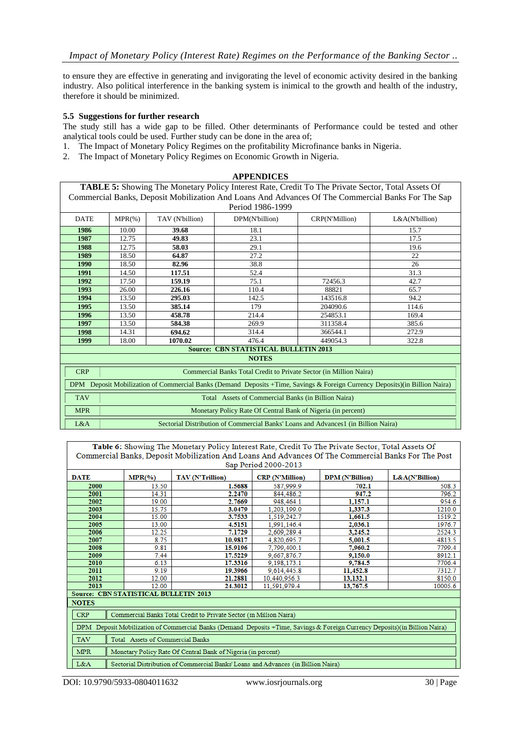to ensure they are effective in generating and invigorating the level of economic activity desired in the banking industry. Also political interference in the banking system is inimical to the growth and health of the industry, therefore it should be minimized.

### 5.5 Suggestions for further research

The study still has a wide gap to be filled. Other determinants of Performance could be tested and other analytical tools could be used. Further study can be done in the area of;

1. The Impact of Monetary Policy Regimes on the profitability Microfinance banks in Nigeria.
2. The Impact of Monetary Policy Regimes on Economic Growth in Nigeria.

## APPENDICES

**TABLE 5:** Showing The Monetary Policy Interest Rate, Credit To The Private Sector, Total Assets Of Commercial Banks, Deposit Mobilization And Loans And Advances Of The Commercial Banks For The Sap Period 1986-1999

| DATE | MPR(%) | TAV (N'billion) | DPM(N'billion) | CRP(N'Million) | L&A(N'billion) |
|---|---|---|---|---|---|
| **1986** | 10.00 | **39.68** | 18.1 | | 15.7 |
| **1987** | 12.75 | **49.83** | 23.1 | | 17.5 |
| **1988** | 12.75 | **58.03** | 29.1 | | 19.6 |
| **1989** | 18.50 | **64.87** | 27.2 | | 22 |
| **1990** | 18.50 | **82.96** | 38.8 | | 26 |
| **1991** | 14.50 | **117.51** | 52.4 | | 31.3 |
| **1992** | 17.50 | **159.19** | 75.1 | 72456.3 | 42.7 |
| **1993** | 26.00 | **226.16** | 110.4 | 88821 | 65.7 |
| **1994** | 13.50 | **295.03** | 142.5 | 143516.8 | 94.2 |
| **1995** | 13.50 | **385.14** | 179 | 204090.6 | 114.6 |
| **1996** | 13.50 | **458.78** | 214.4 | 254853.1 | 169.4 |
| **1997** | 13.50 | **584.38** | 269.9 | 311358.4 | 385.6 |
| **1998** | 14.31 | **694.62** | 314.4 | 366544.1 | 272.9 |
| **1999** | 18.00 | **1070.02** | 476.4 | 449054.3 | 322.8 |

**Source: CBN STATISTICAL BULLETIN 2013**

**NOTES**

| | |
|---|---|
| CRP | Commercial Banks Total Credit to Private Sector (in Million Naira) |
| DPM | Deposit Mobilization of Commercial Banks (Demand Deposits +Time, Savings & Foreign Currency Deposits)(in Billion Naira) |
| TAV | Total Assets of Commercial Banks (in Billion Naira) |
| MPR | Monetary Policy Rate Of Central Bank of Nigeria (in percent) |
| L&A | Sectorial Distribution of Commercial Banks' Loans and Advances1 (in Billion Naira) |

**Table 6:** Showing The Monetary Policy Interest Rate, Credit To The Private Sector, Total Assets Of Commercial Banks, Deposit Mobilization And Loans And Advances Of The Commercial Banks For The Post Sap Period 2000-2013

| DATE | MPR(%) | TAV (N'Trillion) | CRP (N'Million) | DPM (N'Billion) | L&A(N'Billion) |
|---|---|---|---|---|---|
| **2000** | 13.50 | **1.5688** | 587,999.9 | **702.1** | 508.3 |
| **2001** | 14.31 | **2.2470** | 844,486.2 | **947.2** | 796.2 |
| **2002** | 19.00 | **2.7669** | 948,464.1 | **1,157.1** | 954.6 |
| **2003** | 15.75 | **3.0479** | 1,203,199.0 | **1,337.3** | 1210.0 |
| **2004** | 15.00 | **3.7533** | 1,519,242.7 | **1,661.5** | 1519.2 |
| **2005** | 13.00 | **4.5151** | 1,991,146.4 | **2,036.1** | 1976.7 |
| **2006** | 12.25 | **7.1729** | 2,609,289.4 | **3,245.2** | 2524.3 |
| **2007** | 8.75 | **10.9817** | 4,820,695.7 | **5,001.5** | 4813.5 |
| **2008** | 9.81 | **15.9196** | 7,799,400.1 | **7,960.2** | 7799.4 |
| **2009** | 7.44 | **17.5229** | 9,667,876.7 | **9,150.0** | 8912.1 |
| **2010** | 6.13 | **17.3316** | 9,198,173.1 | **9,784.5** | 7706.4 |
| **2011** | 9.19 | **19.3966** | 9,614,445.8 | **11,452.8** | 7312.7 |
| **2012** | 12.00 | **21.2881** | 10,440,956.3 | **13,132.1** | 8150.0 |
| **2013** | 12.00 | **24.3012** | 11,591,979.4 | **13,767.5** | 10005.6 |

**Source: CBN STATISTICAL BULLETIN 2013**

**NOTES**

| | |
|---|---|
| CRP | Commercial Banks Total Credit to Private Sector (in Million Naira) |
| DPM | Deposit Mobilization of Commercial Banks (Demand Deposits +Time, Savings & Foreign Currency Deposits)(in Billion Naira) |
| TAV | Total Assets of Commercial Banks |
| MPR | Monetary Policy Rate Of Central Bank of Nigeria (in percent) |
| L&A | Sectorial Distribution of Commercial Banks' Loans and Advances (in Billion Naira) |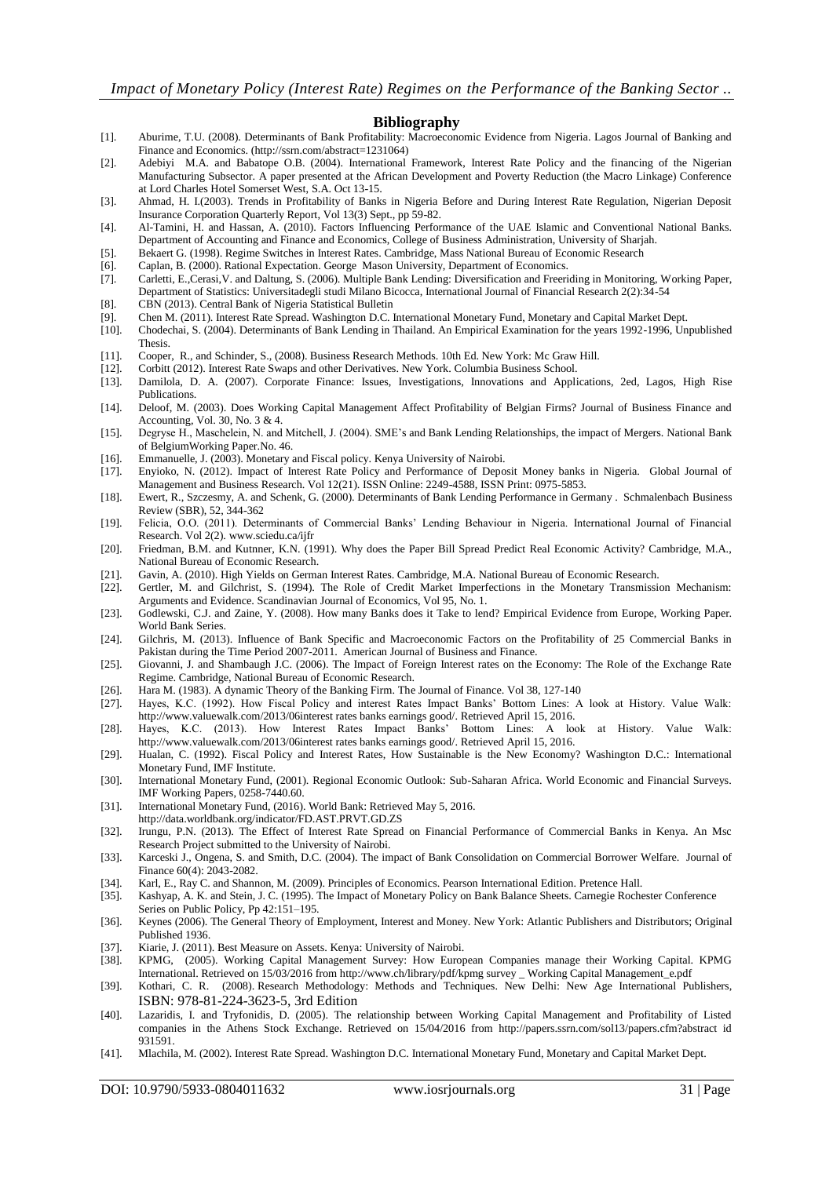## Bibliography

[1]. Aburime, T.U. (2008). Determinants of Bank Profitability: Macroeconomic Evidence from Nigeria. Lagos Journal of Banking and Finance and Economics. (http://ssrn.com/abstract=1231064)

[2]. Adebiyi M.A. and Babatope O.B. (2004). International Framework, Interest Rate Policy and the financing of the Nigerian Manufacturing Subsector. A paper presented at the African Development and Poverty Reduction (the Macro Linkage) Conference at Lord Charles Hotel Somerset West, S.A. Oct 13-15.

[3]. Ahmad, H. I.(2003). Trends in Profitability of Banks in Nigeria Before and During Interest Rate Regulation, Nigerian Deposit Insurance Corporation Quarterly Report, Vol 13(3) Sept., pp 59-82.

[4]. Al-Tamini, H. and Hassan, A. (2010). Factors Influencing Performance of the UAE Islamic and Conventional National Banks. Department of Accounting and Finance and Economics, College of Business Administration, University of Sharjah.

[5]. Bekaert G. (1998). Regime Switches in Interest Rates. Cambridge, Mass National Bureau of Economic Research

[6]. Caplan, B. (2000). Rational Expectation. George Mason University, Department of Economics.

[7]. Carletti, E.,Cerasi,V. and Daltung, S. (2006). Multiple Bank Lending: Diversification and Freeriding in Monitoring, Working Paper, Department of Statistics: Universitadegli studi Milano Bicocca, International Journal of Financial Research 2(2):34-54

[8]. CBN (2013). Central Bank of Nigeria Statistical Bulletin

[9]. Chen M. (2011). Interest Rate Spread. Washington D.C. International Monetary Fund, Monetary and Capital Market Dept.

[10]. Chodechai, S. (2004). Determinants of Bank Lending in Thailand. An Empirical Examination for the years 1992-1996, Unpublished Thesis.

[11]. Cooper, R., and Schinder, S., (2008). Business Research Methods. 10th Ed. New York: Mc Graw Hill.

[12]. Corbitt (2012). Interest Rate Swaps and other Derivatives. New York. Columbia Business School.

[13]. Damilola, D. A. (2007). Corporate Finance: Issues, Investigations, Innovations and Applications, 2ed, Lagos, High Rise Publications.

[14]. Deloof, M. (2003). Does Working Capital Management Affect Profitability of Belgian Firms? Journal of Business Finance and Accounting, Vol. 30, No. 3 & 4.

[15]. Degryse H., Maschelein, N. and Mitchell, J. (2004). SME's and Bank Lending Relationships, the impact of Mergers. National Bank of BelgiumWorking Paper.No. 46.

[16]. Emmanuelle, J. (2003). Monetary and Fiscal policy. Kenya University of Nairobi.

[17]. Enyioko, N. (2012). Impact of Interest Rate Policy and Performance of Deposit Money banks in Nigeria. Global Journal of Management and Business Research. Vol 12(21). ISSN Online: 2249-4588, ISSN Print: 0975-5853.

[18]. Ewert, R., Szczesmy, A. and Schenk, G. (2000). Determinants of Bank Lending Performance in Germany . Schmalenbach Business Review (SBR), 52, 344-362

[19]. Felicia, O.O. (2011). Determinants of Commercial Banks' Lending Behaviour in Nigeria. International Journal of Financial Research. Vol 2(2). www.sciedu.ca/ijfr

[20]. Friedman, B.M. and Kutnner, K.N. (1991). Why does the Paper Bill Spread Predict Real Economic Activity? Cambridge, M.A., National Bureau of Economic Research.

[21]. Gavin, A. (2010). High Yields on German Interest Rates. Cambridge, M.A. National Bureau of Economic Research.

[22]. Gertler, M. and Gilchrist, S. (1994). The Role of Credit Market Imperfections in the Monetary Transmission Mechanism: Arguments and Evidence. Scandinavian Journal of Economics, Vol 95, No. 1.

[23]. Godlewski, C.J. and Zaine, Y. (2008). How many Banks does it Take to lend? Empirical Evidence from Europe, Working Paper. World Bank Series.

[24]. Gilchris, M. (2013). Influence of Bank Specific and Macroeconomic Factors on the Profitability of 25 Commercial Banks in Pakistan during the Time Period 2007-2011. American Journal of Business and Finance.

[25]. Giovanni, J. and Shambaugh J.C. (2006). The Impact of Foreign Interest rates on the Economy: The Role of the Exchange Rate Regime. Cambridge, National Bureau of Economic Research.

[26]. Hara M. (1983). A dynamic Theory of the Banking Firm. The Journal of Finance. Vol 38, 127-140

[27]. Hayes, K.C. (1992). How Fiscal Policy and interest Rates Impact Banks' Bottom Lines: A look at History. Value Walk: http://www.valuewalk.com/2013/06interest rates banks earnings good/. Retrieved April 15, 2016.

[28]. Hayes, K.C. (2013). How Interest Rates Impact Banks' Bottom Lines: A look at History. Value Walk: http://www.valuewalk.com/2013/06interest rates banks earnings good/. Retrieved April 15, 2016.

[29]. Hualan, C. (1992). Fiscal Policy and Interest Rates, How Sustainable is the New Economy? Washington D.C.: International Monetary Fund, IMF Institute.

[30]. International Monetary Fund, (2001). Regional Economic Outlook: Sub-Saharan Africa. World Economic and Financial Surveys. IMF Working Papers, 0258-7440.60.

[31]. International Monetary Fund, (2016). World Bank: Retrieved May 5, 2016. http://data.worldbank.org/indicator/FD.AST.PRVT.GD.ZS

[32]. Irungu, P.N. (2013). The Effect of Interest Rate Spread on Financial Performance of Commercial Banks in Kenya. An Msc Research Project submitted to the University of Nairobi.

[33]. Karceski J., Ongena, S. and Smith, D.C. (2004). The impact of Bank Consolidation on Commercial Borrower Welfare. Journal of Finance 60(4): 2043-2082.

[34]. Karl, E., Ray C. and Shannon, M. (2009). Principles of Economics. Pearson International Edition. Pretence Hall.

[35]. Kashyap, A. K. and Stein, J. C. (1995). The Impact of Monetary Policy on Bank Balance Sheets. Carnegie Rochester Conference Series on Public Policy, Pp 42:151–195.

[36]. Keynes (2006). The General Theory of Employment, Interest and Money. New York: Atlantic Publishers and Distributors; Original Published 1936.

[37]. Kiarie, J. (2011). Best Measure on Assets. Kenya: University of Nairobi.

[38]. KPMG, (2005). Working Capital Management Survey: How European Companies manage their Working Capital. KPMG International. Retrieved on 15/03/2016 from http://www.ch/library/pdf/kpmg survey _ Working Capital Management_e.pdf

[39]. Kothari, C. R. (2008). Research Methodology: Methods and Techniques. New Delhi: New Age International Publishers, ISBN: 978-81-224-3623-5, 3rd Edition

[40]. Lazaridis, I. and Tryfonidis, D. (2005). The relationship between Working Capital Management and Profitability of Listed companies in the Athens Stock Exchange. Retrieved on 15/04/2016 from http://papers.ssrn.com/sol13/papers.cfm?abstract id 931591.

[41]. Mlachila, M. (2002). Interest Rate Spread. Washington D.C. International Monetary Fund, Monetary and Capital Market Dept.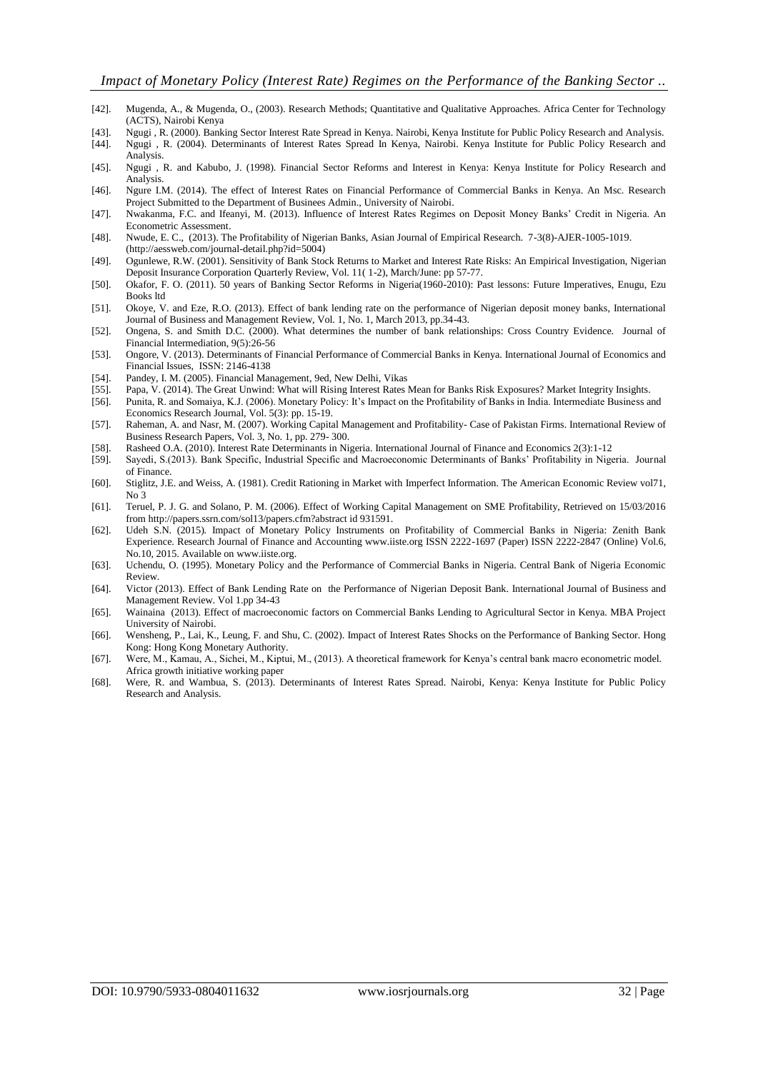[42]. Mugenda, A., & Mugenda, O., (2003). Research Methods; Quantitative and Qualitative Approaches. Africa Center for Technology (ACTS), Nairobi Kenya

[43]. Ngugi , R. (2000). Banking Sector Interest Rate Spread in Kenya. Nairobi, Kenya Institute for Public Policy Research and Analysis.

[44]. Ngugi , R. (2004). Determinants of Interest Rates Spread In Kenya, Nairobi. Kenya Institute for Public Policy Research and Analysis.

[45]. Ngugi , R. and Kabubo, J. (1998). Financial Sector Reforms and Interest in Kenya: Kenya Institute for Policy Research and Analysis.

[46]. Ngure I.M. (2014). The effect of Interest Rates on Financial Performance of Commercial Banks in Kenya. An Msc. Research Project Submitted to the Department of Businee Admin., University of Nairobi.

[47]. Nwakanma, F.C. and Ifeanyi, M. (2013). Influence of Interest Rates Regimes on Deposit Money Banks' Credit in Nigeria. An Econometric Assessment.

[48]. Nwude, E. C., (2013). The Profitability of Nigerian Banks, Asian Journal of Empirical Research. 7-3(8)-AJER-1005-1019. (http://aessweb.com/journal-detail.php?id=5004)

[49]. Ogunlewe, R.W. (2001). Sensitivity of Bank Stock Returns to Market and Interest Rate Risks: An Empirical Investigation, Nigerian Deposit Insurance Corporation Quarterly Review, Vol. 11( 1-2), March/June: pp 57-77.

[50]. Okafor, F. O. (2011). 50 years of Banking Sector Reforms in Nigeria(1960-2010): Past lessons: Future Imperatives, Enugu, Ezu Books ltd

[51]. Okoye, V. and Eze, R.O. (2013). Effect of bank lending rate on the performance of Nigerian deposit money banks, International Journal of Business and Management Review, Vol. 1, No. 1, March 2013, pp.34-43.

[52]. Ongena, S. and Smith D.C. (2000). What determines the number of bank relationships: Cross Country Evidence. Journal of Financial Intermediation, 9(5):26-56

[53]. Ongore, V. (2013). Determinants of Financial Performance of Commercial Banks in Kenya. International Journal of Economics and Financial Issues, ISSN: 2146-4138

[54]. Pandey, I. M. (2005). Financial Management, 9ed, New Delhi, Vikas

[55]. Papa, V. (2014). The Great Unwind: What will Rising Interest Rates Mean for Banks Risk Exposures? Market Integrity Insights.

[56]. Punita, R. and Somaiya, K.J. (2006). Monetary Policy: It's Impact on the Profitability of Banks in India. Intermediate Business and Economics Research Journal, Vol. 5(3): pp. 15-19.

[57]. Raheman, A. and Nasr, M. (2007). Working Capital Management and Profitability- Case of Pakistan Firms. International Review of Business Research Papers, Vol. 3, No. 1, pp. 279- 300.

[58]. Rasheed O.A. (2010). Interest Rate Determinants in Nigeria. International Journal of Finance and Economics 2(3):1-12

[59]. Sayedi, S.(2013). Bank Specific, Industrial Specific and Macroeconomic Determinants of Banks' Profitability in Nigeria. Journal of Finance.

[60]. Stiglitz, J.E. and Weiss, A. (1981). Credit Rationing in Market with Imperfect Information. The American Economic Review vol71, No 3

[61]. Teruel, P. J. G. and Solano, P. M. (2006). Effect of Working Capital Management on SME Profitability, Retrieved on 15/03/2016 from http://papers.ssrn.com/sol13/papers.cfm?abstract id 931591.

[62]. Udeh S.N. (2015). Impact of Monetary Policy Instruments on Profitability of Commercial Banks in Nigeria: Zenith Bank Experience. Research Journal of Finance and Accounting www.iiste.org ISSN 2222-1697 (Paper) ISSN 2222-2847 (Online) Vol.6, No.10, 2015. Available on www.iiste.org.

[63]. Uchendu, O. (1995). Monetary Policy and the Performance of Commercial Banks in Nigeria. Central Bank of Nigeria Economic Review.

[64]. Victor (2013). Effect of Bank Lending Rate on the Performance of Nigerian Deposit Bank. International Journal of Business and Management Review. Vol 1.pp 34-43

[65]. Wainaina (2013). Effect of macroeconomic factors on Commercial Banks Lending to Agricultural Sector in Kenya. MBA Project University of Nairobi.

[66]. Wensheng, P., Lai, K., Leung, F. and Shu, C. (2002). Impact of Interest Rates Shocks on the Performance of Banking Sector. Hong Kong: Hong Kong Monetary Authority.

[67]. Were, M., Kamau, A., Sichei, M., Kiptui, M., (2013). A theoretical framework for Kenya's central bank macro econometric model. Africa growth initiative working paper

[68]. Were, R. and Wambua, S. (2013). Determinants of Interest Rates Spread. Nairobi, Kenya: Kenya Institute for Public Policy Research and Analysis.